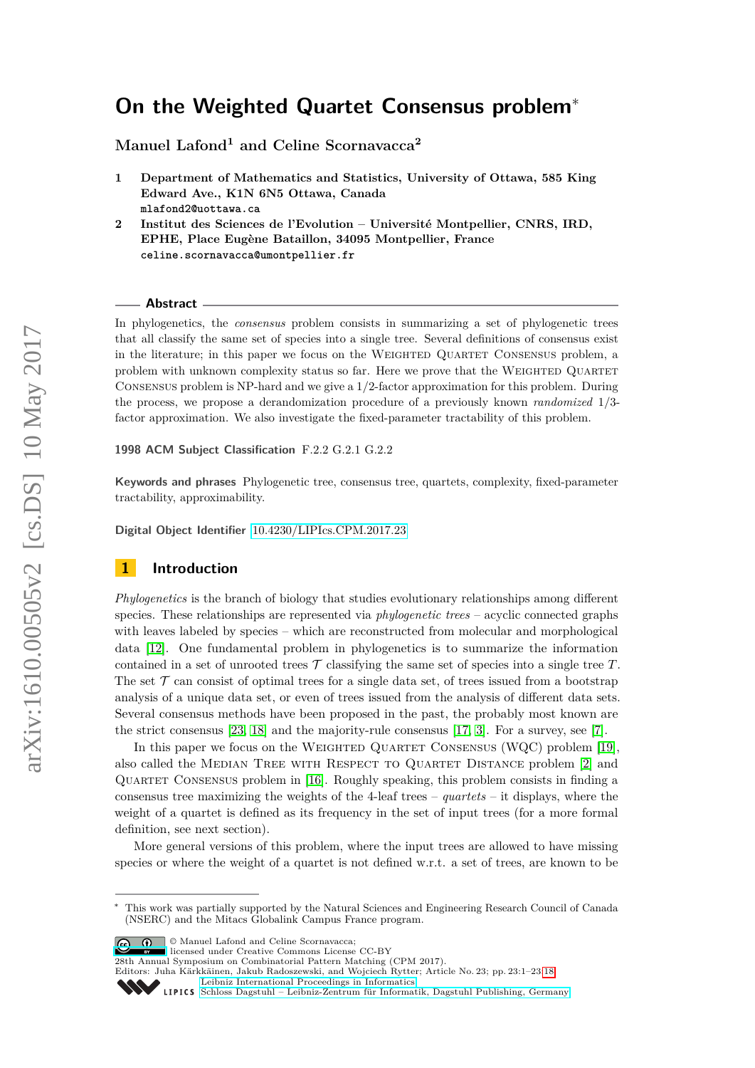# On the Weighted Quartet Consensus problem*

**Manuel Lafond[1] and Celine Scornavacca[2]**

1 **Department of Mathematics and Statistics, University of Ottawa, 585 King Edward Ave., K1N 6N5 Ottawa, Canada**
mlafond2@uottawa.ca

2 **Institut des Sciences de l'Evolution – Université Montpellier, CNRS, IRD, EPHE, Place Eugène Bataillon, 34095 Montpellier, France**
celine.scornavacca@umontpellier.fr

## Abstract

In phylogenetics, the *consensus* problem consists in summarizing a set of phylogenetic trees that all classify the same set of species into a single tree. Several definitions of consensus exist in the literature; in this paper we focus on the Weighted Quartet Consensus problem, a problem with unknown complexity status so far. Here we prove that the Weighted Quartet Consensus problem is NP-hard and we give a 1/2-factor approximation for this problem. During the process, we propose a derandomization procedure of a previously known *randomized* 1/3-factor approximation. We also investigate the fixed-parameter tractability of this problem.

**1998 ACM Subject Classification** F.2.2 G.2.1 G.2.2

**Keywords and phrases** Phylogenetic tree, consensus tree, quartets, complexity, fixed-parameter tractability, approximability.

**Digital Object Identifier** 10.4230/LIPIcs.CPM.2017.23

## 1 Introduction

*Phylogenetics* is the branch of biology that studies evolutionary relationships among different species. These relationships are represented via *phylogenetic trees* – acyclic connected graphs with leaves labeled by species – which are reconstructed from molecular and morphological data [12]. One fundamental problem in phylogenetics is to summarize the information contained in a set of unrooted trees $\mathcal{T}$ classifying the same set of species into a single tree $T$. The set $\mathcal{T}$ can consist of optimal trees for a single data set, of trees issued from a bootstrap analysis of a unique data set, or even of trees issued from the analysis of different data sets. Several consensus methods have been proposed in the past, the probably most known are the strict consensus [23, 18] and the majority-rule consensus [17, 3]. For a survey, see [7].

In this paper we focus on the Weighted Quartet Consensus (WQC) problem [19], also called the Median Tree with Respect to Quartet Distance problem [2] and Quartet Consensus problem in [16]. Roughly speaking, this problem consists in finding a consensus tree maximizing the weights of the 4-leaf trees – *quartets* – it displays, where the weight of a quartet is defined as its frequency in the set of input trees (for a more formal definition, see next section).

More general versions of this problem, where the input trees are allowed to have missing species or where the weight of a quartet is not defined w.r.t. a set of trees, are known to be

* This work was partially supported by the Natural Sciences and Engineering Research Council of Canada (NSERC) and the Mitacs Globalink Campus France program.

© Manuel Lafond and Celine Scornavacca; licensed under Creative Commons License CC-BY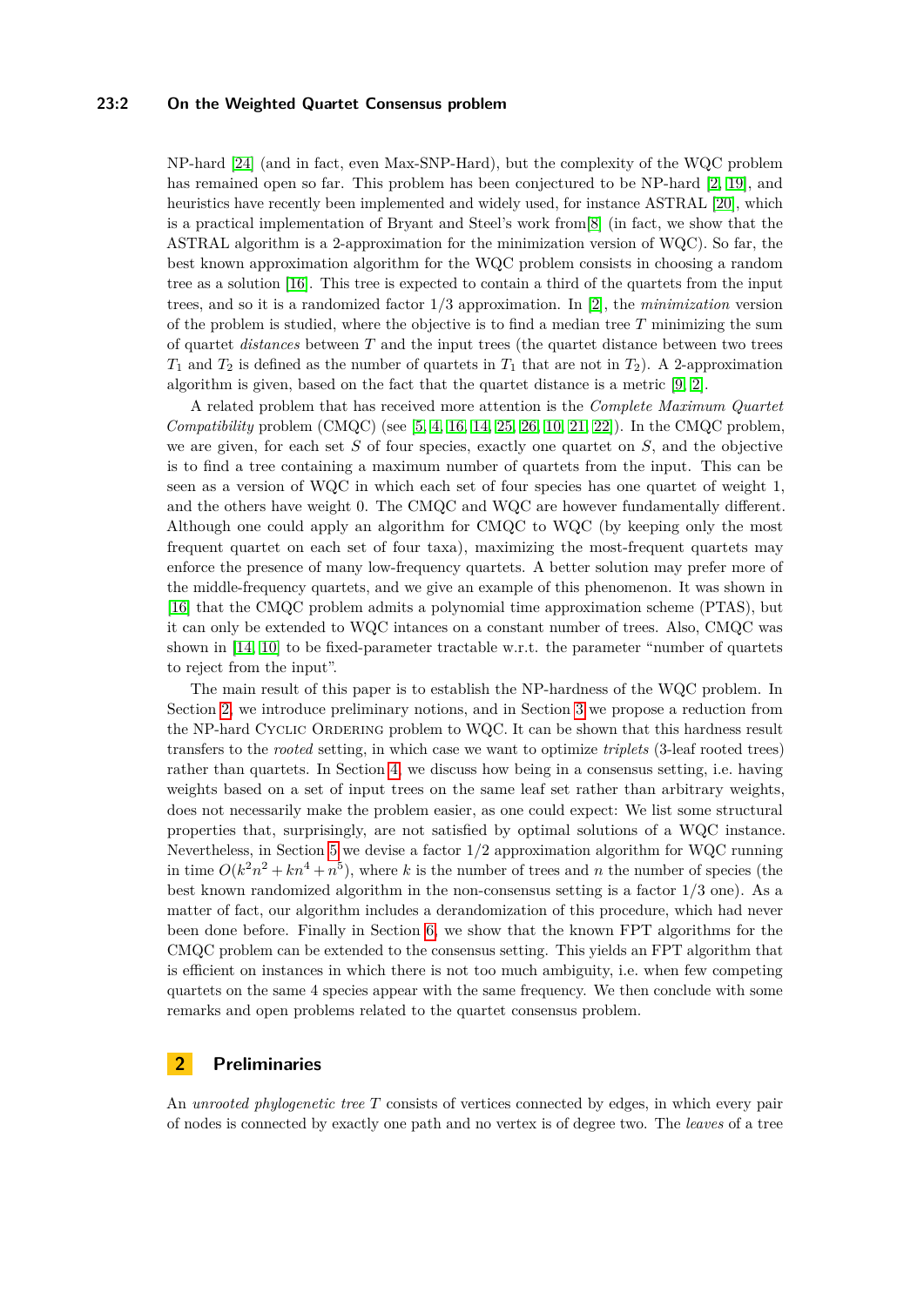NP-hard [24] (and in fact, even Max-SNP-Hard), but the complexity of the WQC problem has remained open so far. This problem has been conjectured to be NP-hard [2, 19], and heuristics have recently been implemented and widely used, for instance ASTRAL [20], which is a practical implementation of Bryant and Steel's work from[8] (in fact, we show that the ASTRAL algorithm is a 2-approximation for the minimization version of WQC). So far, the best known approximation algorithm for the WQC problem consists in choosing a random tree as a solution [16]. This tree is expected to contain a third of the quartets from the input trees, and so it is a randomized factor 1/3 approximation. In [2], the *minimization* version of the problem is studied, where the objective is to find a median tree $T$ minimizing the sum of quartet *distances* between $T$ and the input trees (the quartet distance between two trees $T_1$ and $T_2$ is defined as the number of quartets in $T_1$ that are not in $T_2$). A 2-approximation algorithm is given, based on the fact that the quartet distance is a metric [9, 2].

A related problem that has received more attention is the *Complete Maximum Quartet Compatibility* problem (CMQC) (see [5, 4, 16, 14, 25, 26, 10, 21, 22]). In the CMQC problem, we are given, for each set $S$ of four species, exactly one quartet on $S$, and the objective is to find a tree containing a maximum number of quartets from the input. This can be seen as a version of WQC in which each set of four species has one quartet of weight 1, and the others have weight 0. The CMQC and WQC are however fundamentally different. Although one could apply an algorithm for CMQC to WQC (by keeping only the most frequent quartet on each set of four taxa), maximizing the most-frequent quartets may enforce the presence of many low-frequency quartets. A better solution may prefer more of the middle-frequency quartets, and we give an example of this phenomenon. It was shown in [16] that the CMQC problem admits a polynomial time approximation scheme (PTAS), but it can only be extended to WQC intances on a constant number of trees. Also, CMQC was shown in [14, 10] to be fixed-parameter tractable w.r.t. the parameter "number of quartets to reject from the input".

The main result of this paper is to establish the NP-hardness of the WQC problem. In Section 2, we introduce preliminary notions, and in Section 3 we propose a reduction from the NP-hard Cyclic Ordering problem to WQC. It can be shown that this hardness result transfers to the *rooted* setting, in which case we want to optimize *triplets* (3-leaf rooted trees) rather than quartets. In Section 4, we discuss how being in a consensus setting, i.e. having weights based on a set of input trees on the same leaf set rather than arbitrary weights, does not necessarily make the problem easier, as one could expect: We list some structural properties that, surprisingly, are not satisfied by optimal solutions of a WQC instance. Nevertheless, in Section 5 we devise a factor 1/2 approximation algorithm for WQC running in time $O(k^2n^2 + kn^4 + n^5)$, where $k$ is the number of trees and $n$ the number of species (the best known randomized algorithm in the non-consensus setting is a factor 1/3 one). As a matter of fact, our algorithm includes a derandomization of this procedure, which had never been done before. Finally in Section 6, we show that the known FPT algorithms for the CMQC problem can be extended to the consensus setting. This yields an FPT algorithm that is efficient on instances in which there is not too much ambiguity, i.e. when few competing quartets on the same 4 species appear with the same frequency. We then conclude with some remarks and open problems related to the quartet consensus problem.

## 2 Preliminaries

An *unrooted phylogenetic tree* $T$ consists of vertices connected by edges, in which every pair of nodes is connected by exactly one path and no vertex is of degree two. The *leaves* of a tree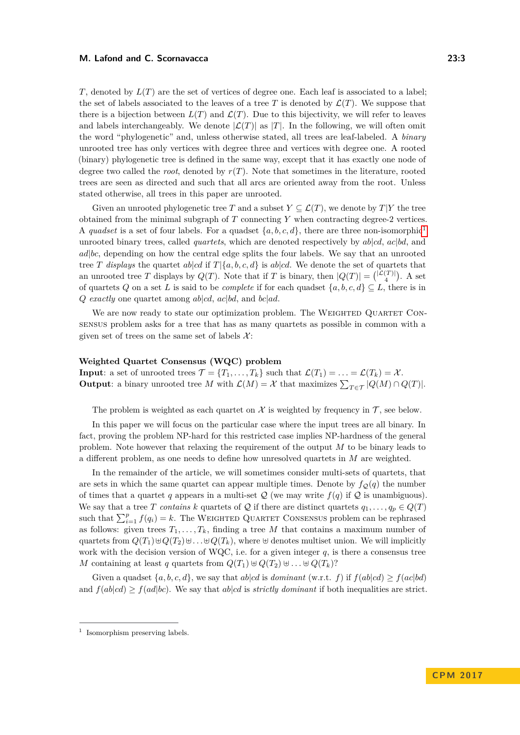$T$, denoted by $L(T)$ are the set of vertices of degree one. Each leaf is associated to a label; the set of labels associated to the leaves of a tree $T$ is denoted by $\mathcal{L}(T)$. We suppose that there is a bijection between $L(T)$ and $\mathcal{L}(T)$. Due to this bijectivity, we will refer to leaves and labels interchangeably. We denote $|\mathcal{L}(T)|$ as $|T|$. In the following, we will often omit the word "phylogenetic" and, unless otherwise stated, all trees are leaf-labeled. A *binary* unrooted tree has only vertices with degree three and vertices with degree one. A rooted (binary) phylogenetic tree is defined in the same way, except that it has exactly one node of degree two called the *root*, denoted by $r(T)$. Note that sometimes in the literature, rooted trees are seen as directed and such that all arcs are oriented away from the root. Unless stated otherwise, all trees in this paper are unrooted.

Given an unrooted phylogenetic tree $T$ and a subset $Y \subseteq \mathcal{L}(T)$, we denote by $T|Y$ the tree obtained from the minimal subgraph of $T$ connecting $Y$ when contracting degree-2 vertices. A *quadset* is a set of four labels. For a quadset $\{a, b, c, d\}$, there are three non-isomorphic[1] unrooted binary trees, called *quartets*, which are denoted respectively by $ab|cd$, $ac|bd$, and $ad|bc$, depending on how the central edge splits the four labels. We say that an unrooted tree $T$ *displays* the quartet $ab|cd$ if $T|\{a, b, c, d\}$ is $ab|cd$. We denote the set of quartets that an unrooted tree $T$ displays by $Q(T)$. Note that if $T$ is binary, then $|Q(T)| = \binom{|\mathcal{L}(T)|}{4}$. A set of quartets $Q$ on a set $L$ is said to be *complete* if for each quadset $\{a, b, c, d\} \subseteq L$, there is in $Q$ *exactly* one quartet among $ab|cd$, $ac|bd$, and $bc|ad$.

We are now ready to state our optimization problem. The Weighted Quartet Consensus problem asks for a tree that has as many quartets as possible in common with a given set of trees on the same set of labels $\mathcal{X}$:

**Weighted Quartet Consensus (WQC) problem**
**Input**: a set of unrooted trees $\mathcal{T} = \{T_1, \ldots, T_k\}$ such that $\mathcal{L}(T_1) = \ldots = \mathcal{L}(T_k) = \mathcal{X}$.
**Output**: a binary unrooted tree $M$ with $\mathcal{L}(M) = \mathcal{X}$ that maximizes $\sum_{T \in \mathcal{T}} |Q(M) \cap Q(T)|$.

The problem is weighted as each quartet on $\mathcal{X}$ is weighted by frequency in $\mathcal{T}$, see below.

In this paper we will focus on the particular case where the input trees are all binary. In fact, proving the problem NP-hard for this restricted case implies NP-hardness of the general problem. Note however that relaxing the requirement of the output $M$ to be binary leads to a different problem, as one needs to define how unresolved quartets in $M$ are weighted.

In the remainder of the article, we will sometimes consider multi-sets of quartets, that are sets in which the same quartet can appear multiple times. Denote by $f_{\mathcal{Q}}(q)$ the number of times that a quartet $q$ appears in a multi-set $\mathcal{Q}$ (we may write $f(q)$ if $\mathcal{Q}$ is unambiguous). We say that a tree $T$ *contains* $k$ quartets of $\mathcal{Q}$ if there are distinct quartets $q_1, \ldots, q_p \in Q(T)$ such that $\sum_{i=1}^{p} f(q_i) = k$. The Weighted Quartet Consensus problem can be rephrased as follows: given trees $T_1, \ldots, T_k$, finding a tree $M$ that contains a maximum number of quartets from $Q(T_1) \uplus Q(T_2) \uplus \ldots \uplus Q(T_k)$, where $\uplus$ denotes multiset union. We will implicitly work with the decision version of WQC, i.e. for a given integer $q$, is there a consensus tree $M$ containing at least $q$ quartets from $Q(T_1) \uplus Q(T_2) \uplus \ldots \uplus Q(T_k)$?

Given a quadset $\{a, b, c, d\}$, we say that $ab|cd$ is *dominant* (w.r.t. $f$) if $f(ab|cd) \geq f(ac|bd)$ and $f(ab|cd) \geq f(ad|bc)$. We say that $ab|cd$ is *strictly dominant* if both inequalities are strict.

[1] Isomorphism preserving labels.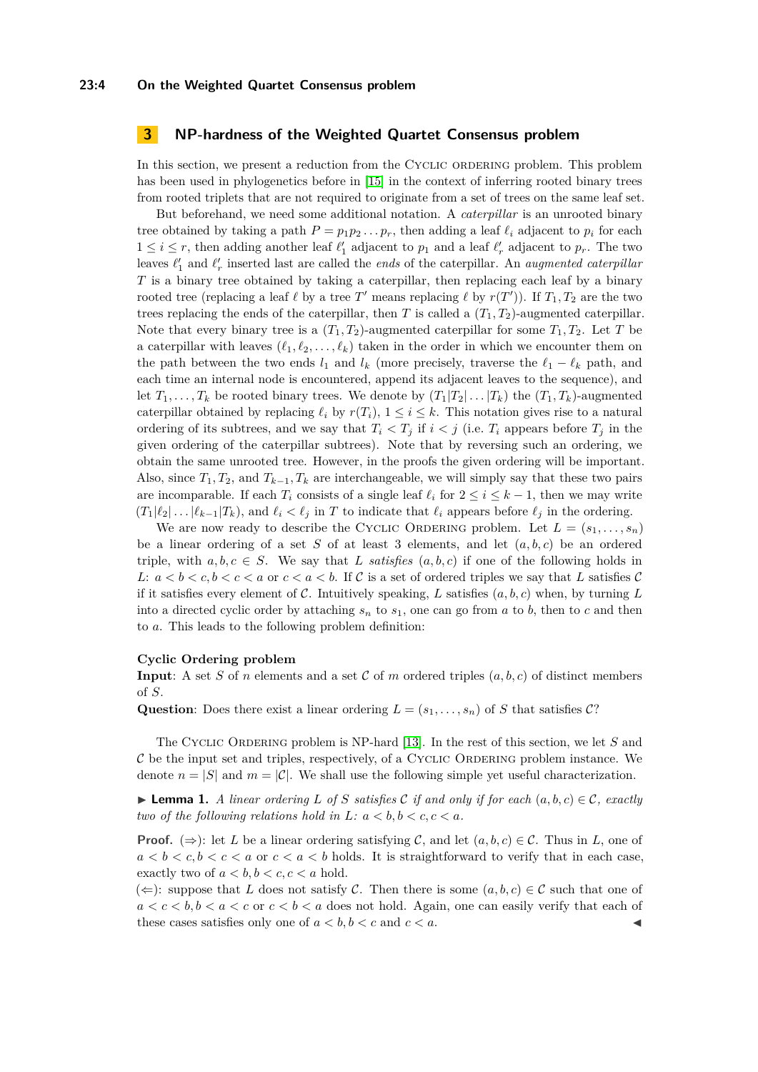## 3 NP-hardness of the Weighted Quartet Consensus problem

In this section, we present a reduction from the Cyclic ordering problem. This problem has been used in phylogenetics before in [15] in the context of inferring rooted binary trees from rooted triplets that are not required to originate from a set of trees on the same leaf set.

But beforehand, we need some additional notation. A *caterpillar* is an unrooted binary tree obtained by taking a path $P = p_1 p_2 \dots p_r$, then adding a leaf $\ell_i$ adjacent to $p_i$ for each $1 \leq i \leq r$, then adding another leaf $\ell'_1$ adjacent to $p_1$ and a leaf $\ell'_r$ adjacent to $p_r$. The two leaves $\ell'_1$ and $\ell'_r$ inserted last are called the *ends* of the caterpillar. An *augmented caterpillar* $T$ is a binary tree obtained by taking a caterpillar, then replacing each leaf by a binary rooted tree (replacing a leaf $\ell$ by a tree $T'$ means replacing $\ell$ by $r(T')$). If $T_1, T_2$ are the two trees replacing the ends of the caterpillar, then $T$ is called a $(T_1, T_2)$-augmented caterpillar. Note that every binary tree is a $(T_1, T_2)$-augmented caterpillar for some $T_1, T_2$. Let $T$ be a caterpillar with leaves $(\ell_1, \ell_2, \dots, \ell_k)$ taken in the order in which we encounter them on the path between the two ends $l_1$ and $l_k$ (more precisely, traverse the $\ell_1 - \ell_k$ path, and each time an internal node is encountered, append its adjacent leaves to the sequence), and let $T_1, \dots, T_k$ be rooted binary trees. We denote by $(T_1|T_2|\dots|T_k)$ the $(T_1, T_k)$-augmented caterpillar obtained by replacing $\ell_i$ by $r(T_i)$, $1 \leq i \leq k$. This notation gives rise to a natural ordering of its subtrees, and we say that $T_i < T_j$ if $i < j$ (i.e. $T_i$ appears before $T_j$ in the given ordering of the caterpillar subtrees). Note that by reversing such an ordering, we obtain the same unrooted tree. However, in the proofs the given ordering will be important. Also, since $T_1, T_2$, and $T_{k-1}, T_k$ are interchangeable, we will simply say that these two pairs are incomparable. If each $T_i$ consists of a single leaf $\ell_i$ for $2 \leq i \leq k-1$, then we may write $(T_1|\ell_2|\dots|\ell_{k-1}|T_k)$, and $\ell_i < \ell_j$ in $T$ to indicate that $\ell_i$ appears before $\ell_j$ in the ordering.

We are now ready to describe the Cyclic Ordering problem. Let $L = (s_1, \dots, s_n)$ be a linear ordering of a set $S$ of at least 3 elements, and let $(a, b, c)$ be an ordered triple, with $a, b, c \in S$. We say that $L$ *satisfies* $(a, b, c)$ if one of the following holds in $L$: $a < b < c, b < c < a$ or $c < a < b$. If $\mathcal{C}$ is a set of ordered triples we say that $L$ satisfies $\mathcal{C}$ if it satisfies every element of $\mathcal{C}$. Intuitively speaking, $L$ satisfies $(a, b, c)$ when, by turning $L$ into a directed cyclic order by attaching $s_n$ to $s_1$, one can go from $a$ to $b$, then to $c$ and then to $a$. This leads to the following problem definition:

**Cyclic Ordering problem**
**Input**: A set $S$ of $n$ elements and a set $\mathcal{C}$ of $m$ ordered triples $(a, b, c)$ of distinct members of $S$.
**Question**: Does there exist a linear ordering $L = (s_1, \dots, s_n)$ of $S$ that satisfies $\mathcal{C}$?

The Cyclic Ordering problem is NP-hard [13]. In the rest of this section, we let $S$ and $\mathcal{C}$ be the input set and triples, respectively, of a Cyclic Ordering problem instance. We denote $n = |S|$ and $m = |\mathcal{C}|$. We shall use the following simple yet useful characterization.

▶ **Lemma 1.** *A linear ordering $L$ of $S$ satisfies $\mathcal{C}$ if and only if for each $(a, b, c) \in \mathcal{C}$, exactly two of the following relations hold in $L$: $a < b, b < c, c < a$.*

**Proof.** (⇒): let $L$ be a linear ordering satisfying $\mathcal{C}$, and let $(a, b, c) \in \mathcal{C}$. Thus in $L$, one of $a < b < c, b < c < a$ or $c < a < b$ holds. It is straightforward to verify that in each case, exactly two of $a < b, b < c, c < a$ hold.
(⇐): suppose that $L$ does not satisfy $\mathcal{C}$. Then there is some $(a, b, c) \in \mathcal{C}$ such that one of $a < c < b, b < a < c$ or $c < b < a$ does not hold. Again, one can easily verify that each of these cases satisfies only one of $a < b, b < c$ and $c < a$. ◀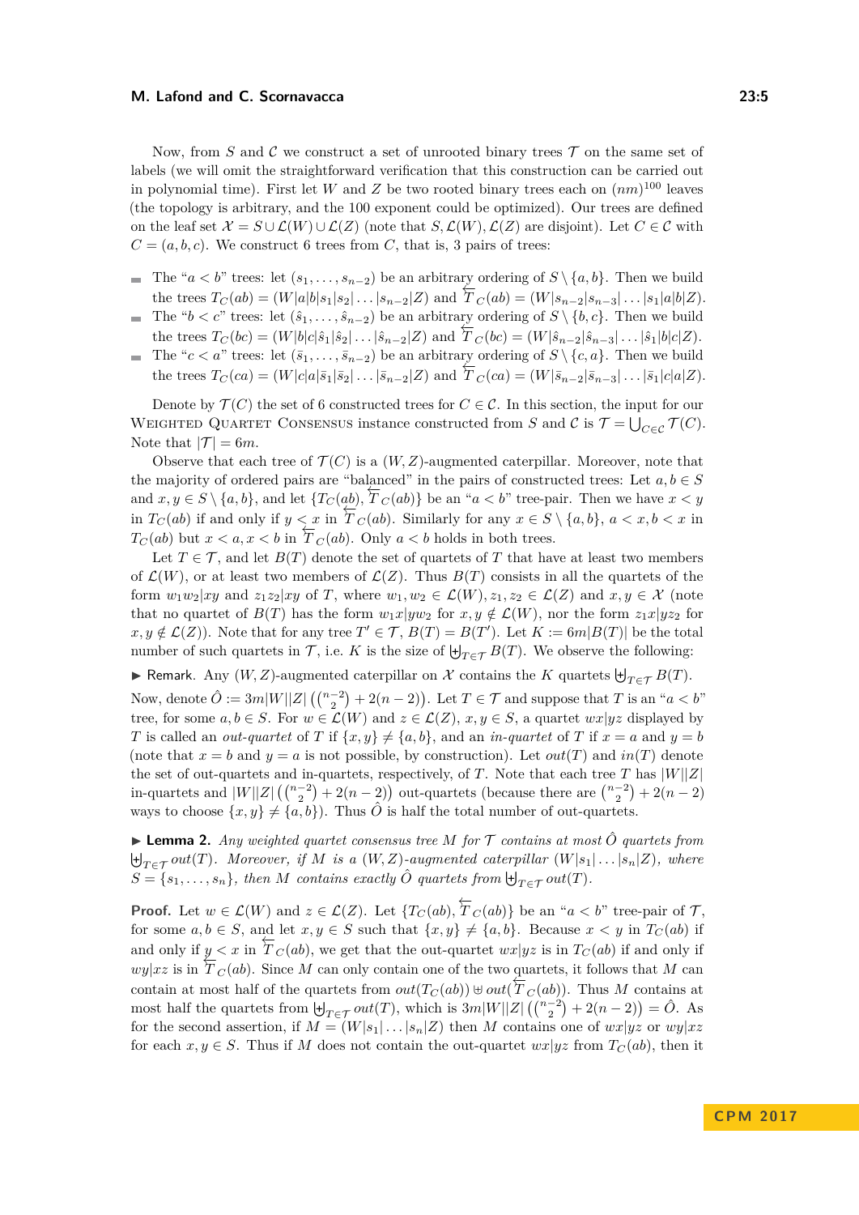Now, from $S$ and $\mathcal{C}$ we construct a set of unrooted binary trees $\mathcal{T}$ on the same set of labels (we will omit the straightforward verification that this construction can be carried out in polynomial time). First let $W$ and $Z$ be two rooted binary trees each on $(nm)^{100}$ leaves (the topology is arbitrary, and the 100 exponent could be optimized). Our trees are defined on the leaf set $\mathcal{X} = S \cup \mathcal{L}(W) \cup \mathcal{L}(Z)$ (note that $S, \mathcal{L}(W), \mathcal{L}(Z)$ are disjoint). Let $C \in \mathcal{C}$ with $C = (a, b, c)$. We construct 6 trees from $C$, that is, 3 pairs of trees:

- The "$a < b$" trees: let $(s_1, \ldots, s_{n-2})$ be an arbitrary ordering of $S \setminus \{a, b\}$. Then we build the trees $T_C(ab) = (W|a|b|s_1|s_2| \ldots |s_{n-2}|Z)$ and $\overleftarrow{T}_C(ab) = (W|s_{n-2}|s_{n-3}| \ldots |s_1|a|b|Z)$.
- The "$b < c$" trees: let $(\hat{s}_1, \ldots, \hat{s}_{n-2})$ be an arbitrary ordering of $S \setminus \{b, c\}$. Then we build the trees $T_C(bc) = (W|b|c|\hat{s}_1|\hat{s}_2| \ldots |\hat{s}_{n-2}|Z)$ and $\overleftarrow{T}_C(bc) = (W|\hat{s}_{n-2}|\hat{s}_{n-3}| \ldots |\hat{s}_1|b|c|Z)$.
- The "$c < a$" trees: let $(\bar{s}_1, \ldots, \bar{s}_{n-2})$ be an arbitrary ordering of $S \setminus \{c, a\}$. Then we build the trees $T_C(ca) = (W|c|a|\bar{s}_1|\bar{s}_2| \ldots |\bar{s}_{n-2}|Z)$ and $\overleftarrow{T}_C(ca) = (W|\bar{s}_{n-2}|\bar{s}_{n-3}| \ldots |\bar{s}_1|c|a|Z)$.

Denote by $\mathcal{T}(C)$ the set of 6 constructed trees for $C \in \mathcal{C}$. In this section, the input for our Weighted Quartet Consensus instance constructed from $S$ and $\mathcal{C}$ is $\mathcal{T} = \bigcup_{C \in \mathcal{C}} \mathcal{T}(C)$. Note that $|\mathcal{T}| = 6m$.

Observe that each tree of $\mathcal{T}(C)$ is a $(W, Z)$-augmented caterpillar. Moreover, note that the majority of ordered pairs are "balanced" in the pairs of constructed trees: Let $a, b \in S$ and $x, y \in S \setminus \{a, b\}$, and let $\{T_C(ab), \overleftarrow{T}_C(ab)\}$ be an "$a < b$" tree-pair. Then we have $x < y$ in $T_C(ab)$ if and only if $y < x$ in $\overleftarrow{T}_C(ab)$. Similarly for any $x \in S \setminus \{a, b\}$, $a < x, b < x$ in $T_C(ab)$ but $x < a, x < b$ in $\overleftarrow{T}_C(ab)$. Only $a < b$ holds in both trees.

Let $T \in \mathcal{T}$, and let $B(T)$ denote the set of quartets of $T$ that have at least two members of $\mathcal{L}(W)$, or at least two members of $\mathcal{L}(Z)$. Thus $B(T)$ consists in all the quartets of the form $w_1w_2|xy$ and $z_1z_2|xy$ of $T$, where $w_1, w_2 \in \mathcal{L}(W), z_1, z_2 \in \mathcal{L}(Z)$ and $x, y \in \mathcal{X}$ (note that no quartet of $B(T)$ has the form $w_1x|yw_2$ for $x, y \notin \mathcal{L}(W)$, nor the form $z_1x|yz_2$ for $x, y \notin \mathcal{L}(Z)$). Note that for any tree $T' \in \mathcal{T}$, $B(T) = B(T')$. Let $K := 6m|B(T)|$ be the total number of such quartets in $\mathcal{T}$, i.e. $K$ is the size of $\biguplus_{T \in \mathcal{T}} B(T)$. We observe the following:

▶ Remark. Any $(W, Z)$-augmented caterpillar on $\mathcal{X}$ contains the $K$ quartets $\biguplus_{T \in \mathcal{T}} B(T)$.

Now, denote $\hat{O} := 3m|W||Z| \left(\binom{n-2}{2} + 2(n-2)\right)$. Let $T \in \mathcal{T}$ and suppose that $T$ is an "$a < b$" tree, for some $a, b \in S$. For $w \in \mathcal{L}(W)$ and $z \in \mathcal{L}(Z)$, $x, y \in S$, a quartet $wx|yz$ displayed by $T$ is called an *out-quartet* of $T$ if $\{x, y\} \neq \{a, b\}$, and an *in-quartet* of $T$ if $x = a$ and $y = b$ (note that $x = b$ and $y = a$ is not possible, by construction). Let $out(T)$ and $in(T)$ denote the set of out-quartets and in-quartets, respectively, of $T$. Note that each tree $T$ has $|W||Z|$ in-quartets and $|W||Z| \left(\binom{n-2}{2} + 2(n-2)\right)$ out-quartets (because there are $\binom{n-2}{2} + 2(n-2)$ ways to choose $\{x, y\} \neq \{a, b\}$). Thus $\hat{O}$ is half the total number of out-quartets.

▶ **Lemma 2.** *Any weighted quartet consensus tree $M$ for $\mathcal{T}$ contains at most $\hat{O}$ quartets from $\biguplus_{T \in \mathcal{T}} out(T)$. Moreover, if $M$ is a $(W, Z)$-augmented caterpillar $(W|s_1| \ldots |s_n|Z)$, where $S = \{s_1, \ldots, s_n\}$, then $M$ contains exactly $\hat{O}$ quartets from $\biguplus_{T \in \mathcal{T}} out(T)$.*

**Proof.** Let $w \in \mathcal{L}(W)$ and $z \in \mathcal{L}(Z)$. Let $\{T_C(ab), \overleftarrow{T}_C(ab)\}$ be an "$a < b$" tree-pair of $\mathcal{T}$, for some $a, b \in S$, and let $x, y \in S$ such that $\{x, y\} \neq \{a, b\}$. Because $x < y$ in $T_C(ab)$ if and only if $y < x$ in $\overleftarrow{T}_C(ab)$, we get that the out-quartet $wx|yz$ is in $T_C(ab)$ if and only if $wy|xz$ is in $\overleftarrow{T}_C(ab)$. Since $M$ can only contain one of the two quartets, it follows that $M$ can contain at most half of the quartets from $out(T_C(ab)) \uplus out(\overleftarrow{T}_C(ab))$. Thus $M$ contains at most half the quartets from $\biguplus_{T \in \mathcal{T}} out(T)$, which is $3m|W||Z| \left(\binom{n-2}{2} + 2(n-2)\right) = \hat{O}$. As for the second assertion, if $M = (W|s_1| \ldots |s_n|Z)$ then $M$ contains one of $wx|yz$ or $wy|xz$ for each $x, y \in S$. Thus if $M$ does not contain the out-quartet $wx|yz$ from $T_C(ab)$, then it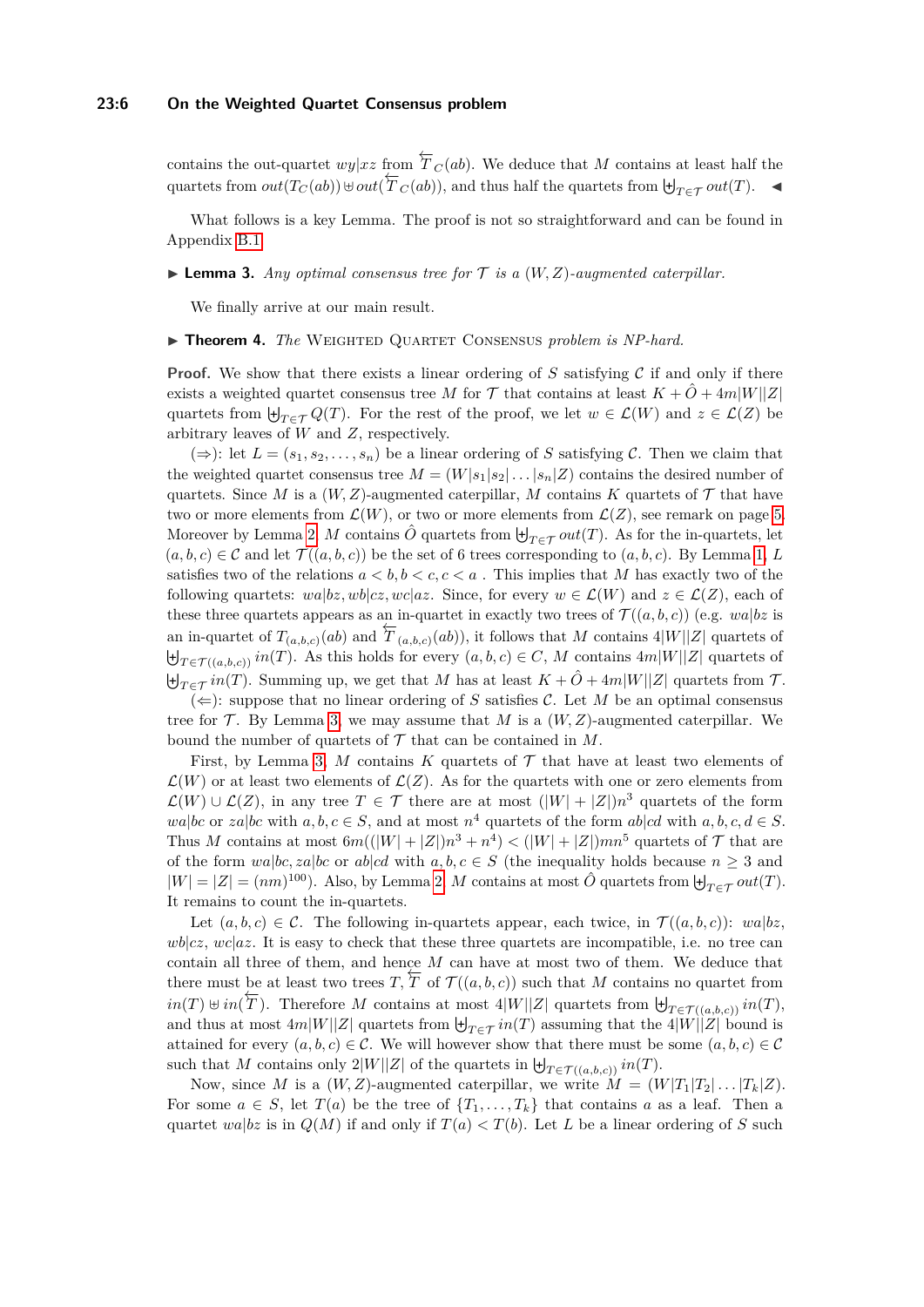contains the out-quartet $wy|xz$ from $\overleftarrow{T}_C(ab)$. We deduce that $M$ contains at least half the quartets from $out(T_C(ab)) \uplus out(\overleftarrow{T}_C(ab))$, and thus half the quartets from $\biguplus_{T\in\mathcal{T}} out(T)$. ◀

What follows is a key Lemma. The proof is not so straightforward and can be found in Appendix B.1.

▶ **Lemma 3.** *Any optimal consensus tree for $\mathcal{T}$ is a $(W, Z)$-augmented caterpillar.*

We finally arrive at our main result.

▶ **Theorem 4.** *The* Weighted Quartet Consensus *problem is NP-hard.*

**Proof.** We show that there exists a linear ordering of $S$ satisfying $\mathcal{C}$ if and only if there exists a weighted quartet consensus tree $M$ for $\mathcal{T}$ that contains at least $K + \hat{O} + 4m|W||Z|$ quartets from $\biguplus_{T\in\mathcal{T}} Q(T)$. For the rest of the proof, we let $w \in \mathcal{L}(W)$ and $z \in \mathcal{L}(Z)$ be arbitrary leaves of $W$ and $Z$, respectively.

($\Rightarrow$): let $L = (s_1, s_2, \ldots, s_n)$ be a linear ordering of $S$ satisfying $\mathcal{C}$. Then we claim that the weighted quartet consensus tree $M = (W|s_1|s_2|\ldots|s_n|Z)$ contains the desired number of quartets. Since $M$ is a $(W, Z)$-augmented caterpillar, $M$ contains $K$ quartets of $\mathcal{T}$ that have two or more elements from $\mathcal{L}(W)$, or two or more elements from $\mathcal{L}(Z)$, see remark on page 5. Moreover by Lemma 2, $M$ contains $\hat{O}$ quartets from $\biguplus_{T\in\mathcal{T}} out(T)$. As for the in-quartets, let $(a, b, c) \in \mathcal{C}$ and let $\mathcal{T}((a, b, c))$ be the set of 6 trees corresponding to $(a, b, c)$. By Lemma 1, $L$ satisfies two of the relations $a < b, b < c, c < a$ . This implies that $M$ has exactly two of the following quartets: $wa|bz, wb|cz, wc|az$. Since, for every $w \in \mathcal{L}(W)$ and $z \in \mathcal{L}(Z)$, each of these three quartets appears as an in-quartet in exactly two trees of $\mathcal{T}((a, b, c))$ (e.g. $wa|bz$ is an in-quartet of $T_{(a,b,c)}(ab)$ and $\overleftarrow{T}_{(a,b,c)}(ab)$), it follows that $M$ contains $4|W||Z|$ quartets of $\biguplus_{T\in\mathcal{T}((a,b,c))} in(T)$. As this holds for every $(a, b, c) \in C$, $M$ contains $4m|W||Z|$ quartets of $\biguplus_{T\in\mathcal{T}} in(T)$. Summing up, we get that $M$ has at least $K + \hat{O} + 4m|W||Z|$ quartets from $\mathcal{T}$.

($\Leftarrow$): suppose that no linear ordering of $S$ satisfies $\mathcal{C}$. Let $M$ be an optimal consensus tree for $\mathcal{T}$. By Lemma 3, we may assume that $M$ is a $(W, Z)$-augmented caterpillar. We bound the number of quartets of $\mathcal{T}$ that can be contained in $M$.

First, by Lemma 3, $M$ contains $K$ quartets of $\mathcal{T}$ that have at least two elements of $\mathcal{L}(W)$ or at least two elements of $\mathcal{L}(Z)$. As for the quartets with one or zero elements from $\mathcal{L}(W) \cup \mathcal{L}(Z)$, in any tree $T \in \mathcal{T}$ there are at most $(|W| + |Z|)n^3$ quartets of the form $wa|bc$ or $za|bc$ with $a, b, c \in S$, and at most $n^4$ quartets of the form $ab|cd$ with $a, b, c, d \in S$. Thus $M$ contains at most $6m((|W| + |Z|)n^3 + n^4) < (|W| + |Z|)mn^5$ quartets of $\mathcal{T}$ that are of the form $wa|bc, za|bc$ or $ab|cd$ with $a, b, c \in S$ (the inequality holds because $n \geq 3$ and $|W| = |Z| = (nm)^{100}$). Also, by Lemma 2, $M$ contains at most $\hat{O}$ quartets from $\biguplus_{T\in\mathcal{T}} out(T)$. It remains to count the in-quartets.

Let $(a, b, c) \in \mathcal{C}$. The following in-quartets appear, each twice, in $\mathcal{T}((a, b, c))$: $wa|bz$, $wb|cz$, $wc|az$. It is easy to check that these three quartets are incompatible, i.e. no tree can contain all three of them, and hence $M$ can have at most two of them. We deduce that there must be at least two trees $T, \overleftarrow{T}$ of $\mathcal{T}((a, b, c))$ such that $M$ contains no quartet from $in(T) \uplus in(\overleftarrow{T})$. Therefore $M$ contains at most $4|W||Z|$ quartets from $\biguplus_{T\in\mathcal{T}((a,b,c))} in(T)$, and thus at most $4m|W||Z|$ quartets from $\biguplus_{T\in\mathcal{T}} in(T)$ assuming that the $4|W||Z|$ bound is attained for every $(a, b, c) \in \mathcal{C}$. We will however show that there must be some $(a, b, c) \in \mathcal{C}$ such that $M$ contains only $2|W||Z|$ of the quartets in $\biguplus_{T\in\mathcal{T}((a,b,c))} in(T)$.

Now, since $M$ is a $(W, Z)$-augmented caterpillar, we write $M = (W|T_1|T_2|\ldots|T_k|Z)$. For some $a \in S$, let $T(a)$ be the tree of $\{T_1, \ldots, T_k\}$ that contains $a$ as a leaf. Then a quartet $wa|bz$ is in $Q(M)$ if and only if $T(a) < T(b)$. Let $L$ be a linear ordering of $S$ such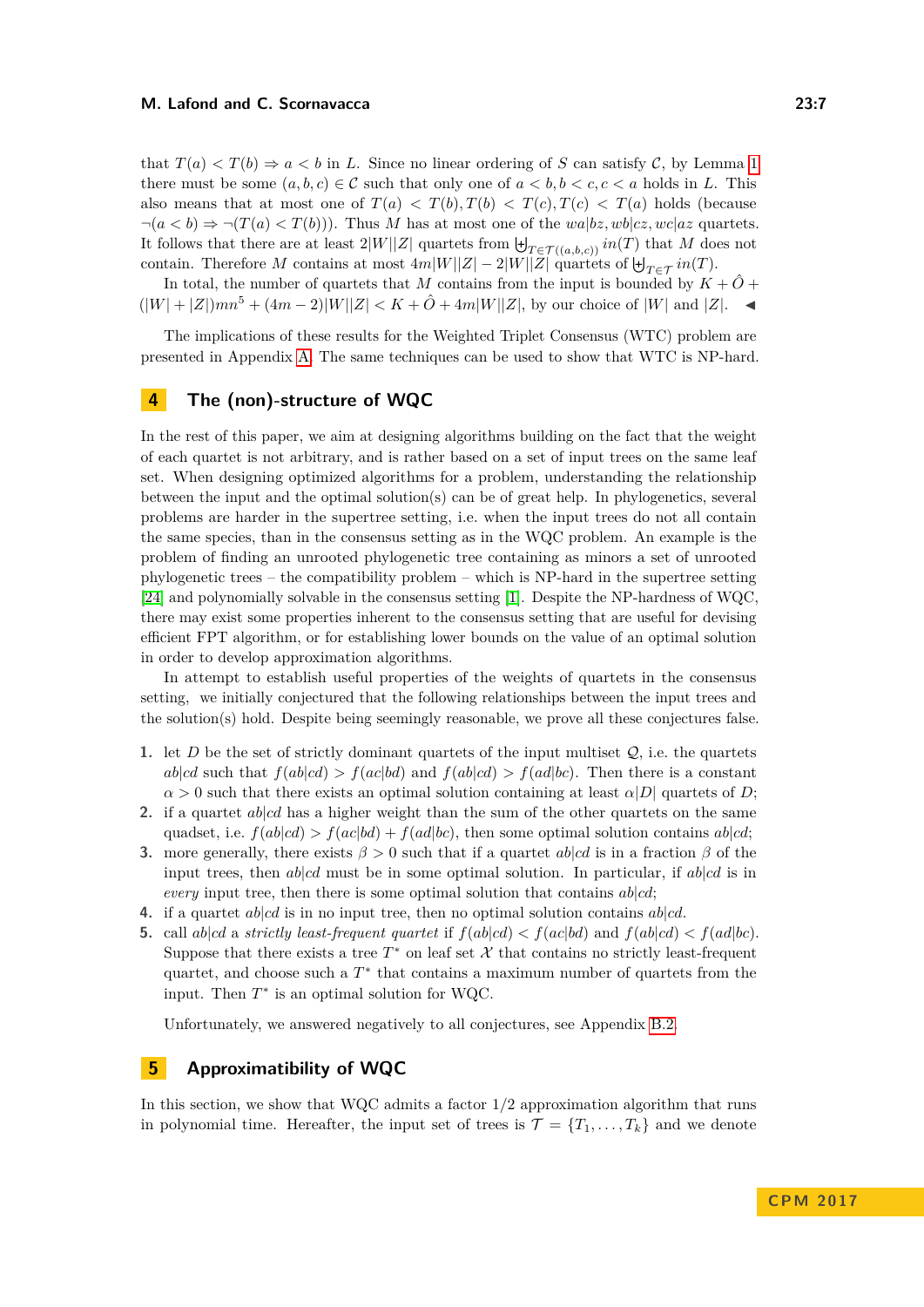that $T(a) < T(b) \Rightarrow a < b$ in $L$. Since no linear ordering of $S$ can satisfy $\mathcal{C}$, by Lemma 1 there must be some $(a, b, c) \in \mathcal{C}$ such that only one of $a < b, b < c, c < a$ holds in $L$. This also means that at most one of $T(a) < T(b), T(b) < T(c), T(c) < T(a)$ holds (because $\neg(a < b) \Rightarrow \neg(T(a) < T(b))$). Thus $M$ has at most one of the $wa|bz, wb|cz, wc|az$ quartets. It follows that there are at least $2|W||Z|$ quartets from $\biguplus_{T \in \mathcal{T}((a,b,c))} in(T)$ that $M$ does not contain. Therefore $M$ contains at most $4m|W||Z| - 2|W||Z|$ quartets of $\biguplus_{T \in \mathcal{T}} in(T)$.

In total, the number of quartets that $M$ contains from the input is bounded by $K + \hat{O} + (|W| + |Z|)mn^5 + (4m - 2)|W||Z| < K + \hat{O} + 4m|W||Z|$, by our choice of $|W|$ and $|Z|$. ◀

The implications of these results for the Weighted Triplet Consensus (WTC) problem are presented in Appendix A. The same techniques can be used to show that WTC is NP-hard.

## 4 The (non)-structure of WQC

In the rest of this paper, we aim at designing algorithms building on the fact that the weight of each quartet is not arbitrary, and is rather based on a set of input trees on the same leaf set. When designing optimized algorithms for a problem, understanding the relationship between the input and the optimal solution(s) can be of great help. In phylogenetics, several problems are harder in the supertree setting, i.e. when the input trees do not all contain the same species, than in the consensus setting as in the WQC problem. An example is the problem of finding an unrooted phylogenetic tree containing as minors a set of unrooted phylogenetic trees – the compatibility problem – which is NP-hard in the supertree setting [24] and polynomially solvable in the consensus setting [1]. Despite the NP-hardness of WQC, there may exist some properties inherent to the consensus setting that are useful for devising efficient FPT algorithm, or for establishing lower bounds on the value of an optimal solution in order to develop approximation algorithms.

In attempt to establish useful properties of the weights of quartets in the consensus setting, we initially conjectured that the following relationships between the input trees and the solution(s) hold. Despite being seemingly reasonable, we prove all these conjectures false.

1. let $D$ be the set of strictly dominant quartets of the input multiset $\mathcal{Q}$, i.e. the quartets $ab|cd$ such that $f(ab|cd) > f(ac|bd)$ and $f(ab|cd) > f(ad|bc)$. Then there is a constant $\alpha > 0$ such that there exists an optimal solution containing at least $\alpha|D|$ quartets of $D$;
2. if a quartet $ab|cd$ has a higher weight than the sum of the other quartets on the same quadset, i.e. $f(ab|cd) > f(ac|bd) + f(ad|bc)$, then some optimal solution contains $ab|cd$;
3. more generally, there exists $\beta > 0$ such that if a quartet $ab|cd$ is in a fraction $\beta$ of the input trees, then $ab|cd$ must be in some optimal solution. In particular, if $ab|cd$ is in *every* input tree, then there is some optimal solution that contains $ab|cd$;
4. if a quartet $ab|cd$ is in no input tree, then no optimal solution contains $ab|cd$.
5. call $ab|cd$ a *strictly least-frequent quartet* if $f(ab|cd) < f(ac|bd)$ and $f(ab|cd) < f(ad|bc)$. Suppose that there exists a tree $T^*$ on leaf set $\mathcal{X}$ that contains no strictly least-frequent quartet, and choose such a $T^*$ that contains a maximum number of quartets from the input. Then $T^*$ is an optimal solution for WQC.

Unfortunately, we answered negatively to all conjectures, see Appendix B.2.

## 5 Approximability of WQC

In this section, we show that WQC admits a factor 1/2 approximation algorithm that runs in polynomial time. Hereafter, the input set of trees is $\mathcal{T} = \{T_1, \dots, T_k\}$ and we denote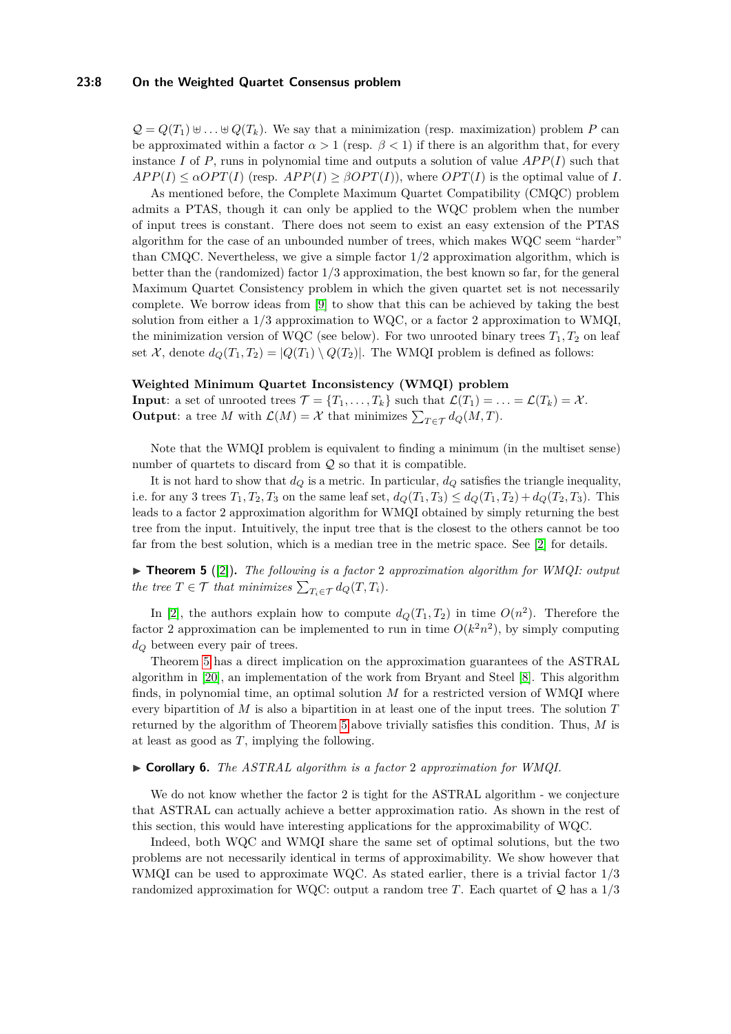$\mathcal{Q} = Q(T_1) \uplus \ldots \uplus Q(T_k)$. We say that a minimization (resp. maximization) problem $P$ can be approximated within a factor $\alpha > 1$ (resp. $\beta < 1$) if there is an algorithm that, for every instance $I$ of $P$, runs in polynomial time and outputs a solution of value $APP(I)$ such that $APP(I) \leq \alpha OPT(I)$ (resp. $APP(I) \geq \beta OPT(I)$), where $OPT(I)$ is the optimal value of $I$.

As mentioned before, the Complete Maximum Quartet Compatibility (CMQC) problem admits a PTAS, though it can only be applied to the WQC problem when the number of input trees is constant. There does not seem to exist an easy extension of the PTAS algorithm for the case of an unbounded number of trees, which makes WQC seem "harder" than CMQC. Nevertheless, we give a simple factor 1/2 approximation algorithm, which is better than the (randomized) factor 1/3 approximation, the best known so far, for the general Maximum Quartet Consistency problem in which the given quartet set is not necessarily complete. We borrow ideas from [9] to show that this can be achieved by taking the best solution from either a 1/3 approximation to WQC, or a factor 2 approximation to WMQI, the minimization version of WQC (see below). For two unrooted binary trees $T_1, T_2$ on leaf set $\mathcal{X}$, denote $d_Q(T_1, T_2) = |Q(T_1) \setminus Q(T_2)|$. The WMQI problem is defined as follows:

**Weighted Minimum Quartet Inconsistency (WMQI) problem**
**Input**: a set of unrooted trees $\mathcal{T} = \{T_1, \ldots, T_k\}$ such that $\mathcal{L}(T_1) = \ldots = \mathcal{L}(T_k) = \mathcal{X}$.
**Output**: a tree $M$ with $\mathcal{L}(M) = \mathcal{X}$ that minimizes $\sum_{T \in \mathcal{T}} d_Q(M, T)$.

Note that the WMQI problem is equivalent to finding a minimum (in the multiset sense) number of quartets to discard from $\mathcal{Q}$ so that it is compatible.

It is not hard to show that $d_Q$ is a metric. In particular, $d_Q$ satisfies the triangle inequality, i.e. for any 3 trees $T_1, T_2, T_3$ on the same leaf set, $d_Q(T_1, T_3) \leq d_Q(T_1, T_2) + d_Q(T_2, T_3)$. This leads to a factor 2 approximation algorithm for WMQI obtained by simply returning the best tree from the input. Intuitively, the input tree that is the closest to the others cannot be too far from the best solution, which is a median tree in the metric space. See [2] for details.

► **Theorem 5** ([2]). *The following is a factor 2 approximation algorithm for WMQI: output the tree $T \in \mathcal{T}$ that minimizes $\sum_{T_i \in \mathcal{T}} d_Q(T, T_i)$.*

In [2], the authors explain how to compute $d_Q(T_1, T_2)$ in time $O(n^2)$. Therefore the factor 2 approximation can be implemented to run in time $O(k^2 n^2)$, by simply computing $d_Q$ between every pair of trees.

Theorem 5 has a direct implication on the approximation guarantees of the ASTRAL algorithm in [20], an implementation of the work from Bryant and Steel [8]. This algorithm finds, in polynomial time, an optimal solution $M$ for a restricted version of WMQI where every bipartition of $M$ is also a bipartition in at least one of the input trees. The solution $T$ returned by the algorithm of Theorem 5 above trivially satisfies this condition. Thus, $M$ is at least as good as $T$, implying the following.

► **Corollary 6.** *The ASTRAL algorithm is a factor 2 approximation for WMQI.*

We do not know whether the factor 2 is tight for the ASTRAL algorithm - we conjecture that ASTRAL can actually achieve a better approximation ratio. As shown in the rest of this section, this would have interesting applications for the approximability of WQC.

Indeed, both WQC and WMQI share the same set of optimal solutions, but the two problems are not necessarily identical in terms of approximability. We show however that WMQI can be used to approximate WQC. As stated earlier, there is a trivial factor 1/3 randomized approximation for WQC: output a random tree $T$. Each quartet of $\mathcal{Q}$ has a 1/3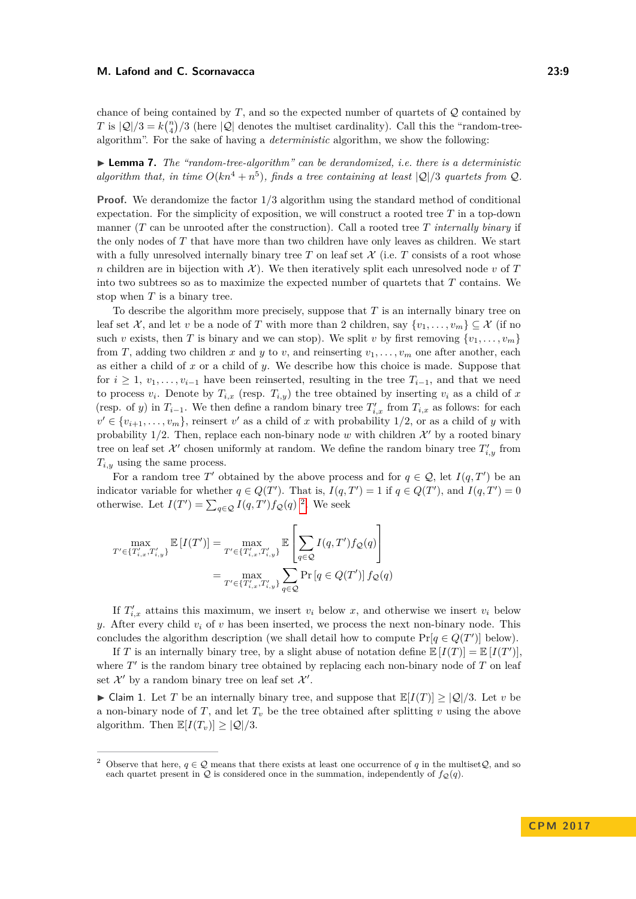chance of being contained by $T$, and so the expected number of quartets of $\mathcal{Q}$ contained by $T$ is $|\mathcal{Q}|/3 = k\binom{n}{4}/3$ (here $|\mathcal{Q}|$ denotes the multiset cardinality). Call this the "random-tree-algorithm". For the sake of having a *deterministic* algorithm, we show the following:

▶ **Lemma 7.** *The "random-tree-algorithm" can be derandomized, i.e. there is a deterministic algorithm that, in time $O(kn^4 + n^5)$, finds a tree containing at least $|\mathcal{Q}|/3$ quartets from $\mathcal{Q}$.*

**Proof.** We derandomize the factor 1/3 algorithm using the standard method of conditional expectation. For the simplicity of exposition, we will construct a rooted tree $T$ in a top-down manner ($T$ can be unrooted after the construction). Call a rooted tree $T$ *internally binary* if the only nodes of $T$ that have more than two children have only leaves as children. We start with a fully unresolved internally binary tree $T$ on leaf set $\mathcal{X}$ (i.e. $T$ consists of a root whose $n$ children are in bijection with $\mathcal{X}$). We then iteratively split each unresolved node $v$ of $T$ into two subtrees so as to maximize the expected number of quartets that $T$ contains. We stop when $T$ is a binary tree.

To describe the algorithm more precisely, suppose that $T$ is an internally binary tree on leaf set $\mathcal{X}$, and let $v$ be a node of $T$ with more than 2 children, say $\{v_1, \ldots, v_m\} \subseteq \mathcal{X}$ (if no such $v$ exists, then $T$ is binary and we can stop). We split $v$ by first removing $\{v_1, \ldots, v_m\}$ from $T$, adding two children $x$ and $y$ to $v$, and reinserting $v_1, \ldots, v_m$ one after another, each as either a child of $x$ or a child of $y$. We describe how this choice is made. Suppose that for $i \geq 1$, $v_1, \ldots, v_{i-1}$ have been reinserted, resulting in the tree $T_{i-1}$, and that we need to process $v_i$. Denote by $T_{i,x}$ (resp. $T_{i,y}$) the tree obtained by inserting $v_i$ as a child of $x$ (resp. of $y$) in $T_{i-1}$. We then define a random binary tree $T'_{i,x}$ from $T_{i,x}$ as follows: for each $v' \in \{v_{i+1}, \ldots, v_m\}$, reinsert $v'$ as a child of $x$ with probability 1/2, or as a child of $y$ with probability 1/2. Then, replace each non-binary node $w$ with children $\mathcal{X}'$ by a rooted binary tree on leaf set $\mathcal{X}'$ chosen uniformly at random. We define the random binary tree $T'_{i,y}$ from $T_{i,y}$ using the same process.

For a random tree $T'$ obtained by the above process and for $q \in \mathcal{Q}$, let $I(q, T')$ be an indicator variable for whether $q \in Q(T')$. That is, $I(q, T') = 1$ if $q \in Q(T')$, and $I(q, T') = 0$ otherwise. Let $I(T') = \sum_{q \in \mathcal{Q}} I(q, T') f_{\mathcal{Q}}(q)$ [2]. We seek

$$\max_{T' \in \{T'_{i,x}, T'_{i,y}\}} \mathbb{E}\left[I(T')\right] = \max_{T' \in \{T'_{i,x}, T'_{i,y}\}} \mathbb{E}\left[\sum_{q \in \mathcal{Q}} I(q, T') f_{\mathcal{Q}}(q)\right]$$
$$= \max_{T' \in \{T'_{i,x}, T'_{i,y}\}} \sum_{q \in \mathcal{Q}} \Pr\left[q \in Q(T')\right] f_{\mathcal{Q}}(q)$$

If $T'_{i,x}$ attains this maximum, we insert $v_i$ below $x$, and otherwise we insert $v_i$ below $y$. After every child $v_i$ of $v$ has been inserted, we process the next non-binary node. This concludes the algorithm description (we shall detail how to compute $\Pr[q \in Q(T')]$ below).

If $T$ is an internally binary tree, by a slight abuse of notation define $\mathbb{E}\left[I(T)\right] = \mathbb{E}\left[I(T')\right]$, where $T'$ is the random binary tree obtained by replacing each non-binary node of $T$ on leaf set $\mathcal{X}'$ by a random binary tree on leaf set $\mathcal{X}'$.

▶ Claim 1. Let $T$ be an internally binary tree, and suppose that $\mathbb{E}[I(T)] \geq |\mathcal{Q}|/3$. Let $v$ be a non-binary node of $T$, and let $T_v$ be the tree obtained after splitting $v$ using the above algorithm. Then $\mathbb{E}[I(T_v)] \geq |\mathcal{Q}|/3$.

---

[2] Observe that here, $q \in \mathcal{Q}$ means that there exists at least one occurrence of $q$ in the multiset $\mathcal{Q}$, and so each quartet present in $\mathcal{Q}$ is considered once in the summation, independently of $f_{\mathcal{Q}}(q)$.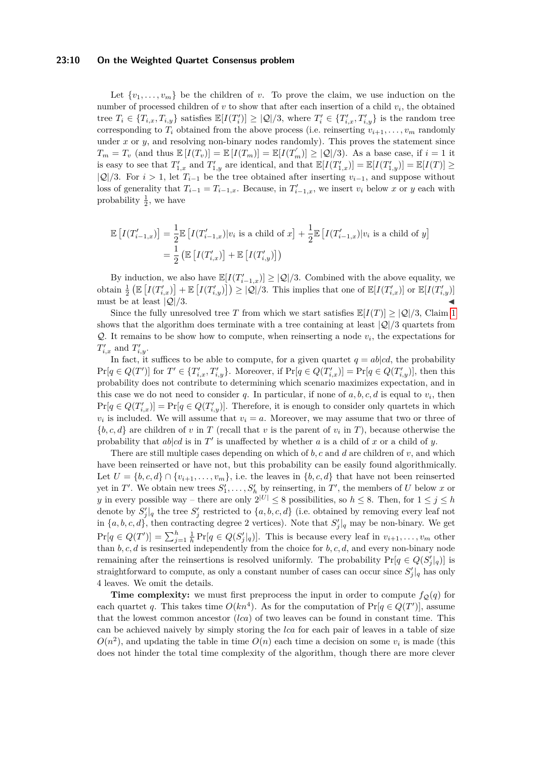Let $\{v_1, \ldots, v_m\}$ be the children of $v$. To prove the claim, we use induction on the number of processed children of $v$ to show that after each insertion of a child $v_i$, the obtained tree $T_i \in \{T_{i,x}, T_{i,y}\}$ satisfies $\mathbb{E}[I(T_i')] \geq |\mathcal{Q}|/3$, where $T_i' \in \{T_{i,x}', T_{i,y}'\}$ is the random tree corresponding to $T_i$ obtained from the above process (i.e. reinserting $v_{i+1}, \ldots, v_m$ randomly under $x$ or $y$, and resolving non-binary nodes randomly). This proves the statement since $T_m = T_v$ (and thus $\mathbb{E}[I(T_v)] = \mathbb{E}[I(T_m)] = \mathbb{E}[I(T_m')] \geq |\mathcal{Q}|/3$). As a base case, if $i = 1$ it is easy to see that $T_{1,x}'$ and $T_{1,y}'$ are identical, and that $\mathbb{E}[I(T_{1,x}')] = \mathbb{E}[I(T_{1,y}')] = \mathbb{E}[I(T)] \geq |\mathcal{Q}|/3$. For $i > 1$, let $T_{i-1}$ be the tree obtained after inserting $v_{i-1}$, and suppose without loss of generality that $T_{i-1} = T_{i-1,x}$. Because, in $T_{i-1,x}'$, we insert $v_i$ below $x$ or $y$ each with probability $\frac{1}{2}$, we have

$$
\begin{aligned}
\mathbb{E}\left[I(T_{i-1,x}')\right] &= \frac{1}{2}\mathbb{E}\left[I(T_{i-1,x}')|v_i \text{ is a child of } x\right] + \frac{1}{2}\mathbb{E}\left[I(T_{i-1,x}')|v_i \text{ is a child of } y\right] \\
&= \frac{1}{2}\left(\mathbb{E}\left[I(T_{i,x}')\right] + \mathbb{E}\left[I(T_{i,y}')\right]\right)
\end{aligned}
$$

By induction, we also have $\mathbb{E}[I(T_{i-1,x}')] \geq |\mathcal{Q}|/3$. Combined with the above equality, we obtain $\frac{1}{2}\left(\mathbb{E}\left[I(T_{i,x}')\right] + \mathbb{E}\left[I(T_{i,y}')\right]\right) \geq |\mathcal{Q}|/3$. This implies that one of $\mathbb{E}[I(T_{i,x}')]$ or $\mathbb{E}[I(T_{i,y}')]$ must be at least $|\mathcal{Q}|/3$. ◀

Since the fully unresolved tree $T$ from which we start satisfies $\mathbb{E}[I(T)] \geq |\mathcal{Q}|/3$, Claim 1 shows that the algorithm does terminate with a tree containing at least $|\mathcal{Q}|/3$ quartets from $\mathcal{Q}$. It remains to be show how to compute, when reinserting a node $v_i$, the expectations for $T_{i,x}'$ and $T_{i,y}'$.

In fact, it suffices to be able to compute, for a given quartet $q = ab|cd$, the probability $\Pr[q \in Q(T')]$ for $T' \in \{T_{i,x}', T_{i,y}'\}$. Moreover, if $\Pr[q \in Q(T_{i,x}')] = \Pr[q \in Q(T_{i,y}')]$, then this probability does not contribute to determining which scenario maximizes expectation, and in this case we do not need to consider $q$. In particular, if none of $a, b, c, d$ is equal to $v_i$, then $\Pr[q \in Q(T_{i,x}')] = \Pr[q \in Q(T_{i,y}')]$. Therefore, it is enough to consider only quartets in which $v_i$ is included. We will assume that $v_i = a$. Moreover, we may assume that two or three of $\{b, c, d\}$ are children of $v$ in $T$ (recall that $v$ is the parent of $v_i$ in $T$), because otherwise the probability that $ab|cd$ is in $T'$ is unaffected by whether $a$ is a child of $x$ or a child of $y$.

There are still multiple cases depending on which of $b, c$ and $d$ are children of $v$, and which have been reinserted or have not, but this probability can be easily found algorithmically. Let $U = \{b, c, d\} \cap \{v_{i+1}, \ldots, v_m\}$, i.e. the leaves in $\{b, c, d\}$ that have not been reinserted yet in $T'$. We obtain new trees $S_1', \ldots, S_h'$ by reinserting, in $T'$, the members of $U$ below $x$ or $y$ in every possible way – there are only $2^{|U|} \leq 8$ possibilities, so $h \leq 8$. Then, for $1 \leq j \leq h$ denote by $S_j'|_q$ the tree $S_j'$ restricted to $\{a, b, c, d\}$ (i.e. obtained by removing every leaf not in $\{a, b, c, d\}$, then contracting degree 2 vertices). Note that $S_j'|_q$ may be non-binary. We get $\Pr[q \in Q(T')] = \sum_{j=1}^{h} \frac{1}{h} \Pr[q \in Q(S_j'|_q)]$. This is because every leaf in $v_{i+1}, \ldots, v_m$ other than $b, c, d$ is resinserted independently from the choice for $b, c, d$, and every non-binary node remaining after the reinsertions is resolved uniformly. The probability $\Pr[q \in Q(S_j'|_q)]$ is straightforward to compute, as only a constant number of cases can occur since $S_j'|_q$ has only 4 leaves. We omit the details.

**Time complexity:** we must first preprocess the input in order to compute $f_{\mathcal{Q}}(q)$ for each quartet $q$. This takes time $O(kn^4)$. As for the computation of $\Pr[q \in Q(T')]$, assume that the lowest common ancestor ($lca$) of two leaves can be found in constant time. This can be achieved naively by simply storing the $lca$ for each pair of leaves in a table of size $O(n^2)$, and updating the table in time $O(n)$ each time a decision on some $v_i$ is made (this does not hinder the total time complexity of the algorithm, though there are more clever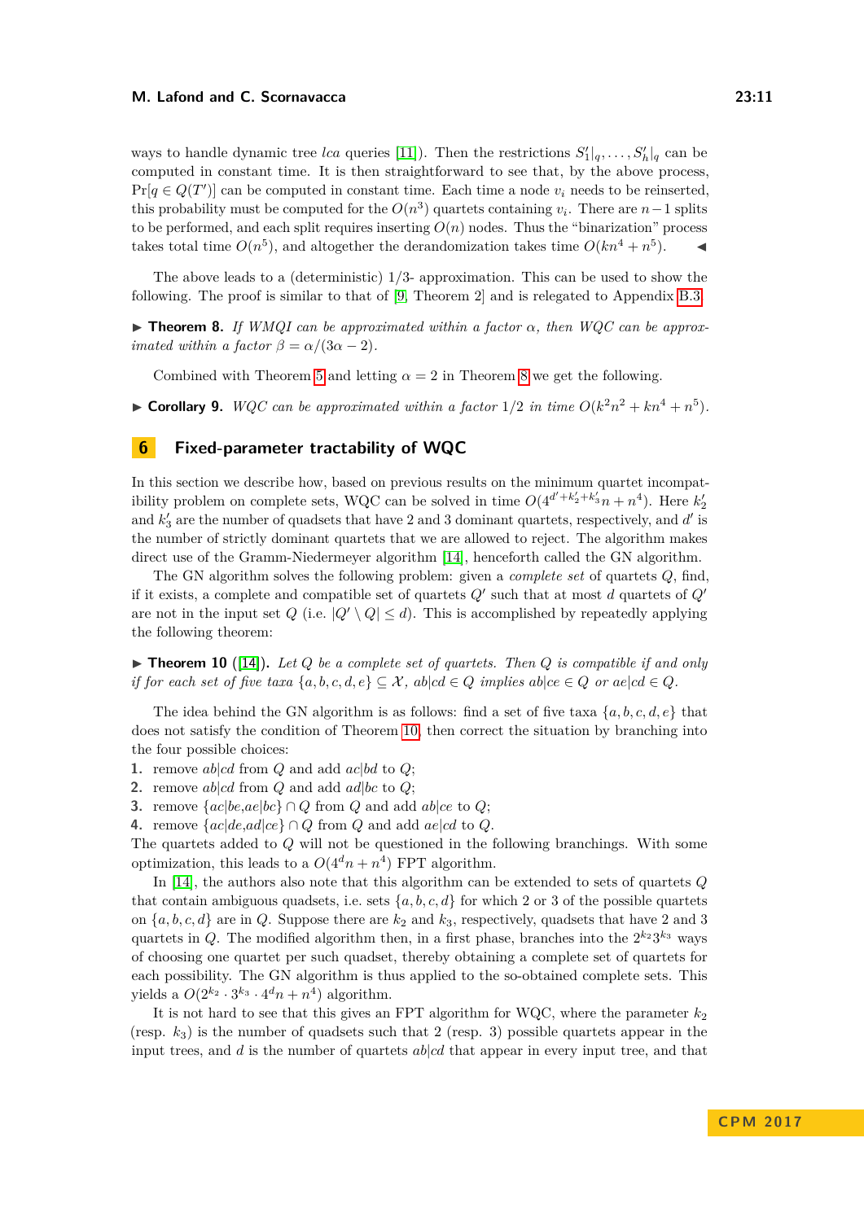ways to handle dynamic tree *lca* queries [11]). Then the restrictions $S'_1|_q, \ldots, S'_h|_q$ can be computed in constant time. It is then straightforward to see that, by the above process, $\Pr[q \in Q(T')]$ can be computed in constant time. Each time a node $v_i$ needs to be reinserted, this probability must be computed for the $O(n^3)$ quartets containing $v_i$. There are $n-1$ splits to be performed, and each split requires inserting $O(n)$ nodes. Thus the "binarization" process takes total time $O(n^5)$, and altogether the derandomization takes time $O(kn^4 + n^5)$. ◀

The above leads to a (deterministic) 1/3- approximation. This can be used to show the following. The proof is similar to that of [9, Theorem 2] and is relegated to Appendix B.3.

▶ **Theorem 8.** *If WMQI can be approximated within a factor $\alpha$, then WQC can be approximated within a factor $\beta = \alpha/(3\alpha - 2)$.*

Combined with Theorem 5 and letting $\alpha = 2$ in Theorem 8 we get the following.

▶ **Corollary 9.** *WQC can be approximated within a factor 1/2 in time $O(k^2n^2 + kn^4 + n^5)$.*

## 6 Fixed-parameter tractability of WQC

In this section we describe how, based on previous results on the minimum quartet incompatibility problem on complete sets, WQC can be solved in time $O(4^{d'+k'_2+k'_3}n + n^4)$. Here $k'_2$ and $k'_3$ are the number of quadsets that have 2 and 3 dominant quartets, respectively, and $d'$ is the number of strictly dominant quartets that we are allowed to reject. The algorithm makes direct use of the Gramm-Niedermeyer algorithm [14], henceforth called the GN algorithm.

The GN algorithm solves the following problem: given a *complete set* of quartets $Q$, find, if it exists, a complete and compatible set of quartets $Q'$ such that at most $d$ quartets of $Q'$ are not in the input set $Q$ (i.e. $|Q' \setminus Q| \leq d$). This is accomplished by repeatedly applying the following theorem:

▶ **Theorem 10** ([14]). *Let $Q$ be a complete set of quartets. Then $Q$ is compatible if and only if for each set of five taxa $\{a, b, c, d, e\} \subseteq \mathcal{X}$, $ab|cd \in Q$ implies $ab|ce \in Q$ or $ae|cd \in Q$.*

The idea behind the GN algorithm is as follows: find a set of five taxa $\{a, b, c, d, e\}$ that does not satisfy the condition of Theorem 10, then correct the situation by branching into the four possible choices:

1. remove $ab|cd$ from $Q$ and add $ac|bd$ to $Q$;
2. remove $ab|cd$ from $Q$ and add $ad|bc$ to $Q$;
3. remove $\{ac|be, ae|bc\} \cap Q$ from $Q$ and add $ab|ce$ to $Q$;
4. remove $\{ac|de, ad|ce\} \cap Q$ from $Q$ and add $ae|cd$ to $Q$.

The quartets added to $Q$ will not be questioned in the following branchings. With some optimization, this leads to a $O(4^d n + n^4)$ FPT algorithm.

In [14], the authors also note that this algorithm can be extended to sets of quartets $Q$ that contain ambiguous quadsets, i.e. sets $\{a, b, c, d\}$ for which 2 or 3 of the possible quartets on $\{a, b, c, d\}$ are in $Q$. Suppose there are $k_2$ and $k_3$, respectively, quadsets that have 2 and 3 quartets in $Q$. The modified algorithm then, in a first phase, branches into the $2^{k_2}3^{k_3}$ ways of choosing one quartet per such quadset, thereby obtaining a complete set of quartets for each possibility. The GN algorithm is thus applied to the so-obtained complete sets. This yields a $O(2^{k_2} \cdot 3^{k_3} \cdot 4^d n + n^4)$ algorithm.

It is not hard to see that this gives an FPT algorithm for WQC, where the parameter $k_2$ (resp. $k_3$) is the number of quadsets such that 2 (resp. 3) possible quartets appear in the input trees, and $d$ is the number of quartets $ab|cd$ that appear in every input tree, and that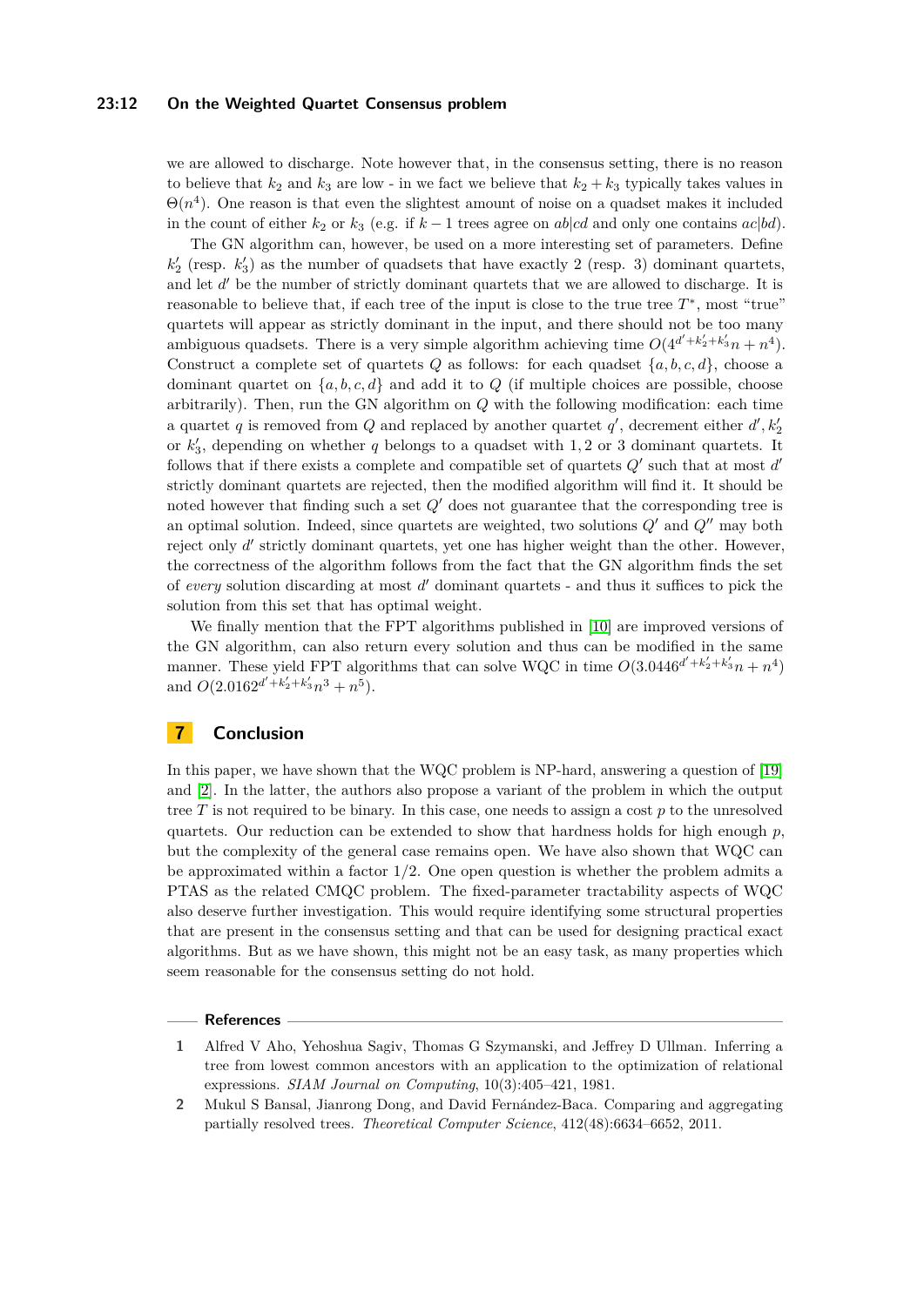we are allowed to discharge. Note however that, in the consensus setting, there is no reason to believe that $k_2$ and $k_3$ are low - in we fact we believe that $k_2 + k_3$ typically takes values in $\Theta(n^4)$. One reason is that even the slightest amount of noise on a quadset makes it included in the count of either $k_2$ or $k_3$ (e.g. if $k-1$ trees agree on $ab|cd$ and only one contains $ac|bd$).

The GN algorithm can, however, be used on a more interesting set of parameters. Define $k'_2$ (resp. $k'_3$) as the number of quadsets that have exactly 2 (resp. 3) dominant quartets, and let $d'$ be the number of strictly dominant quartets that we are allowed to discharge. It is reasonable to believe that, if each tree of the input is close to the true tree $T^*$, most "true" quartets will appear as strictly dominant in the input, and there should not be too many ambiguous quadsets. There is a very simple algorithm achieving time $O(4^{d'+k'_2+k'_3}n + n^4)$. Construct a complete set of quartets $Q$ as follows: for each quadset $\{a, b, c, d\}$, choose a dominant quartet on $\{a, b, c, d\}$ and add it to $Q$ (if multiple choices are possible, choose arbitrarily). Then, run the GN algorithm on $Q$ with the following modification: each time a quartet $q$ is removed from $Q$ and replaced by another quartet $q'$, decrement either $d', k'_2$ or $k'_3$, depending on whether $q$ belongs to a quadset with $1, 2$ or $3$ dominant quartets. It follows that if there exists a complete and compatible set of quartets $Q'$ such that at most $d'$ strictly dominant quartets are rejected, then the modified algorithm will find it. It should be noted however that finding such a set $Q'$ does not guarantee that the corresponding tree is an optimal solution. Indeed, since quartets are weighted, two solutions $Q'$ and $Q''$ may both reject only $d'$ strictly dominant quartets, yet one has higher weight than the other. However, the correctness of the algorithm follows from the fact that the GN algorithm finds the set of *every* solution discarding at most $d'$ dominant quartets - and thus it suffices to pick the solution from this set that has optimal weight.

We finally mention that the FPT algorithms published in [10] are improved versions of the GN algorithm, can also return every solution and thus can be modified in the same manner. These yield FPT algorithms that can solve WQC in time $O(3.0446^{d'+k'_2+k'_3}n + n^4)$ and $O(2.0162^{d'+k'_2+k'_3}n^3 + n^5)$.

## 7 Conclusion

In this paper, we have shown that the WQC problem is NP-hard, answering a question of [19] and [2]. In the latter, the authors also propose a variant of the problem in which the output tree $T$ is not required to be binary. In this case, one needs to assign a cost $p$ to the unresolved quartets. Our reduction can be extended to show that hardness holds for high enough $p$, but the complexity of the general case remains open. We have also shown that WQC can be approximated within a factor $1/2$. One open question is whether the problem admits a PTAS as the related CMQC problem. The fixed-parameter tractability aspects of WQC also deserve further investigation. This would require identifying some structural properties that are present in the consensus setting and that can be used for designing practical exact algorithms. But as we have shown, this might not be an easy task, as many properties which seem reasonable for the consensus setting do not hold.

## References

1. Alfred V Aho, Yehoshua Sagiv, Thomas G Szymanski, and Jeffrey D Ullman. Inferring a tree from lowest common ancestors with an application to the optimization of relational expressions. *SIAM Journal on Computing*, 10(3):405–421, 1981.
2. Mukul S Bansal, Jianrong Dong, and David Fernández-Baca. Comparing and aggregating partially resolved trees. *Theoretical Computer Science*, 412(48):6634–6652, 2011.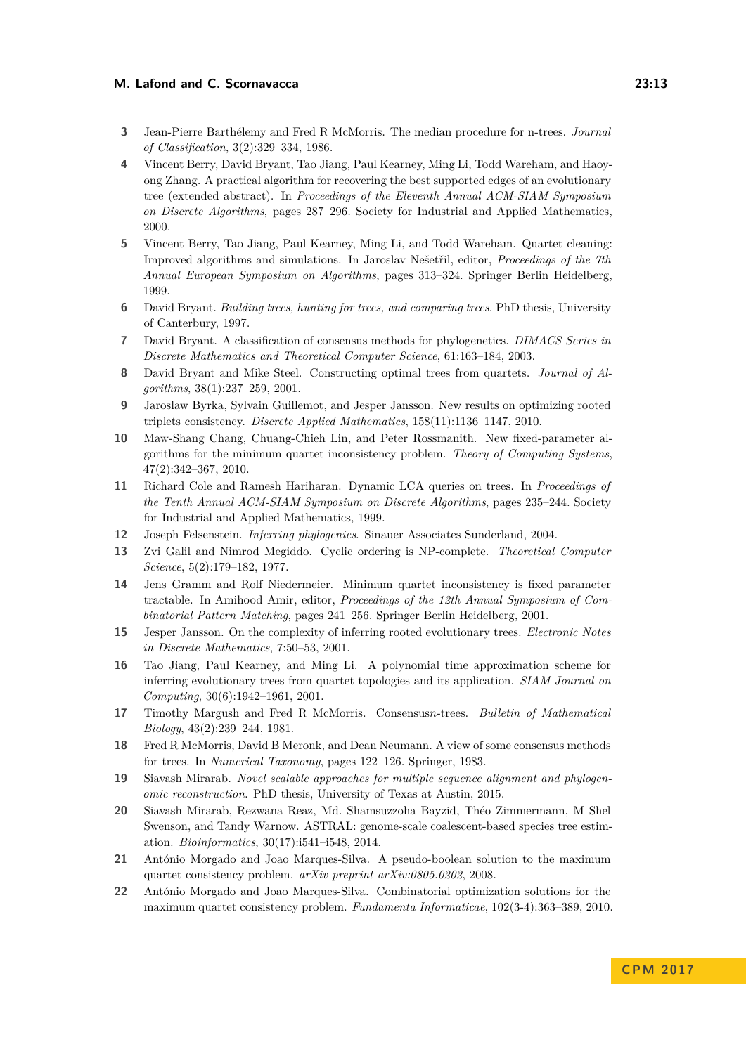3 Jean-Pierre Barthélemy and Fred R McMorris. The median procedure for n-trees. *Journal of Classification*, 3(2):329–334, 1986.

4 Vincent Berry, David Bryant, Tao Jiang, Paul Kearney, Ming Li, Todd Wareham, and Haoyong Zhang. A practical algorithm for recovering the best supported edges of an evolutionary tree (extended abstract). In *Proceedings of the Eleventh Annual ACM-SIAM Symposium on Discrete Algorithms*, pages 287–296. Society for Industrial and Applied Mathematics, 2000.

5 Vincent Berry, Tao Jiang, Paul Kearney, Ming Li, and Todd Wareham. Quartet cleaning: Improved algorithms and simulations. In Jaroslav Nešetřil, editor, *Proceedings of the 7th Annual European Symposium on Algorithms*, pages 313–324. Springer Berlin Heidelberg, 1999.

6 David Bryant. *Building trees, hunting for trees, and comparing trees*. PhD thesis, University of Canterbury, 1997.

7 David Bryant. A classification of consensus methods for phylogenetics. *DIMACS Series in Discrete Mathematics and Theoretical Computer Science*, 61:163–184, 2003.

8 David Bryant and Mike Steel. Constructing optimal trees from quartets. *Journal of Algorithms*, 38(1):237–259, 2001.

9 Jaroslaw Byrka, Sylvain Guillemot, and Jesper Jansson. New results on optimizing rooted triplets consistency. *Discrete Applied Mathematics*, 158(11):1136–1147, 2010.

10 Maw-Shang Chang, Chuang-Chieh Lin, and Peter Rossmanith. New fixed-parameter algorithms for the minimum quartet inconsistency problem. *Theory of Computing Systems*, 47(2):342–367, 2010.

11 Richard Cole and Ramesh Hariharan. Dynamic LCA queries on trees. In *Proceedings of the Tenth Annual ACM-SIAM Symposium on Discrete Algorithms*, pages 235–244. Society for Industrial and Applied Mathematics, 1999.

12 Joseph Felsenstein. *Inferring phylogenies*. Sinauer Associates Sunderland, 2004.

13 Zvi Galil and Nimrod Megiddo. Cyclic ordering is NP-complete. *Theoretical Computer Science*, 5(2):179–182, 1977.

14 Jens Gramm and Rolf Niedermeier. Minimum quartet inconsistency is fixed parameter tractable. In Amihood Amir, editor, *Proceedings of the 12th Annual Symposium of Combinatorial Pattern Matching*, pages 241–256. Springer Berlin Heidelberg, 2001.

15 Jesper Jansson. On the complexity of inferring rooted evolutionary trees. *Electronic Notes in Discrete Mathematics*, 7:50–53, 2001.

16 Tao Jiang, Paul Kearney, and Ming Li. A polynomial time approximation scheme for inferring evolutionary trees from quartet topologies and its application. *SIAM Journal on Computing*, 30(6):1942–1961, 2001.

17 Timothy Margush and Fred R McMorris. Consensus*n*-trees. *Bulletin of Mathematical Biology*, 43(2):239–244, 1981.

18 Fred R McMorris, David B Meronk, and Dean Neumann. A view of some consensus methods for trees. In *Numerical Taxonomy*, pages 122–126. Springer, 1983.

19 Siavash Mirarab. *Novel scalable approaches for multiple sequence alignment and phylogenomic reconstruction*. PhD thesis, University of Texas at Austin, 2015.

20 Siavash Mirarab, Rezwana Reaz, Md. Shamsuzzoha Bayzid, Théo Zimmermann, M Shel Swenson, and Tandy Warnow. ASTRAL: genome-scale coalescent-based species tree estimation. *Bioinformatics*, 30(17):i541–i548, 2014.

21 António Morgado and Joao Marques-Silva. A pseudo-boolean solution to the maximum quartet consistency problem. *arXiv preprint arXiv:0805.0202*, 2008.

22 António Morgado and Joao Marques-Silva. Combinatorial optimization solutions for the maximum quartet consistency problem. *Fundamenta Informaticae*, 102(3-4):363–389, 2010.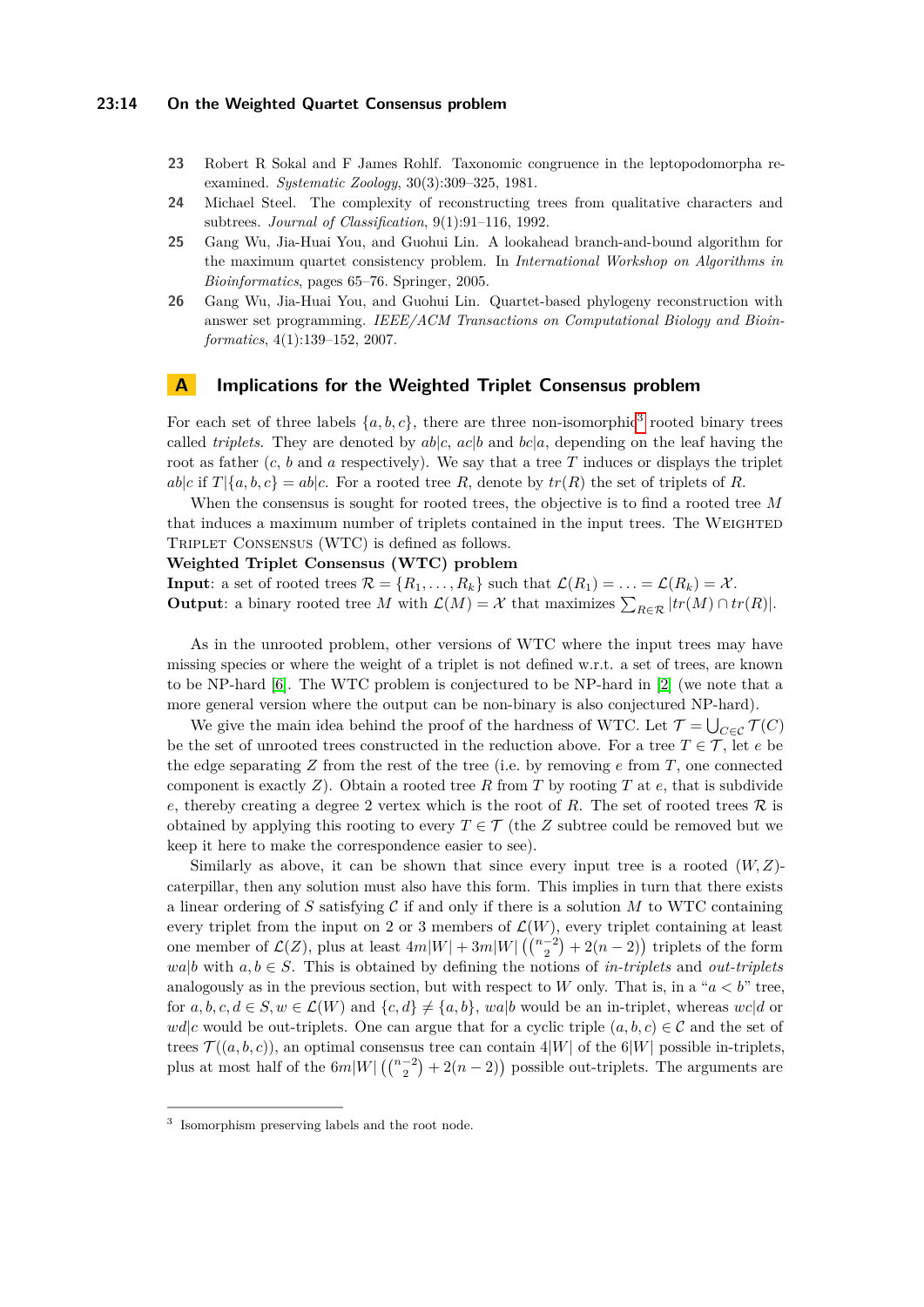23. Robert R Sokal and F James Rohlf. Taxonomic congruence in the leptopodomorpha re-examined. *Systematic Zoology*, 30(3):309–325, 1981.
24. Michael Steel. The complexity of reconstructing trees from qualitative characters and subtrees. *Journal of Classification*, 9(1):91–116, 1992.
25. Gang Wu, Jia-Huai You, and Guohui Lin. A lookahead branch-and-bound algorithm for the maximum quartet consistency problem. In *International Workshop on Algorithms in Bioinformatics*, pages 65–76. Springer, 2005.
26. Gang Wu, Jia-Huai You, and Guohui Lin. Quartet-based phylogeny reconstruction with answer set programming. *IEEE/ACM Transactions on Computational Biology and Bioinformatics*, 4(1):139–152, 2007.

# A Implications for the Weighted Triplet Consensus problem

For each set of three labels $\{a, b, c\}$, there are three non-isomorphic[3] rooted binary trees called *triplets*. They are denoted by $ab|c$, $ac|b$ and $bc|a$, depending on the leaf having the root as father ($c$, $b$ and $a$ respectively). We say that a tree $T$ induces or displays the triplet $ab|c$ if $T|\{a, b, c\} = ab|c$. For a rooted tree $R$, denote by $tr(R)$ the set of triplets of $R$.

When the consensus is sought for rooted trees, the objective is to find a rooted tree $M$ that induces a maximum number of triplets contained in the input trees. The Weighted Triplet Consensus (WTC) is defined as follows.

**Weighted Triplet Consensus (WTC) problem**
**Input**: a set of rooted trees $\mathcal{R} = \{R_1, \dots, R_k\}$ such that $\mathcal{L}(R_1) = \dots = \mathcal{L}(R_k) = \mathcal{X}$.
**Output**: a binary rooted tree $M$ with $\mathcal{L}(M) = \mathcal{X}$ that maximizes $\sum_{R \in \mathcal{R}} |tr(M) \cap tr(R)|$.

As in the unrooted problem, other versions of WTC where the input trees may have missing species or where the weight of a triplet is not defined w.r.t. a set of trees, are known to be NP-hard [6]. The WTC problem is conjectured to be NP-hard in [2] (we note that a more general version where the output can be non-binary is also conjectured NP-hard).

We give the main idea behind the proof of the hardness of WTC. Let $\mathcal{T} = \bigcup_{C \in \mathcal{C}} \mathcal{T}(C)$ be the set of unrooted trees constructed in the reduction above. For a tree $T \in \mathcal{T}$, let $e$ be the edge separating $Z$ from the rest of the tree (i.e. by removing $e$ from $T$, one connected component is exactly $Z$). Obtain a rooted tree $R$ from $T$ by rooting $T$ at $e$, that is subdivide $e$, thereby creating a degree 2 vertex which is the root of $R$. The set of rooted trees $\mathcal{R}$ is obtained by applying this rooting to every $T \in \mathcal{T}$ (the $Z$ subtree could be removed but we keep it here to make the correspondence easier to see).

Similarly as above, it can be shown that since every input tree is a rooted $(W, Z)$-caterpillar, then any solution must also have this form. This implies in turn that there exists a linear ordering of $S$ satisfying $\mathcal{C}$ if and only if there is a solution $M$ to WTC containing every triplet from the input on 2 or 3 members of $\mathcal{L}(W)$, every triplet containing at least one member of $\mathcal{L}(Z)$, plus at least $4m|W| + 3m|W|\left(\binom{n-2}{2} + 2(n-2)\right)$ triplets of the form $wa|b$ with $a, b \in S$. This is obtained by defining the notions of *in-triplets* and *out-triplets* analogously as in the previous section, but with respect to $W$ only. That is, in a "$a < b$" tree, for $a, b, c, d \in S, w \in \mathcal{L}(W)$ and $\{c, d\} \neq \{a, b\}$, $wa|b$ would be an in-triplet, whereas $wc|d$ or $wd|c$ would be out-triplets. One can argue that for a cyclic triple $(a, b, c) \in \mathcal{C}$ and the set of trees $\mathcal{T}((a, b, c))$, an optimal consensus tree can contain $4|W|$ of the $6|W|$ possible in-triplets, plus at most half of the $6m|W|\left(\binom{n-2}{2} + 2(n-2)\right)$ possible out-triplets. The arguments are

[3] Isomorphism preserving labels and the root node.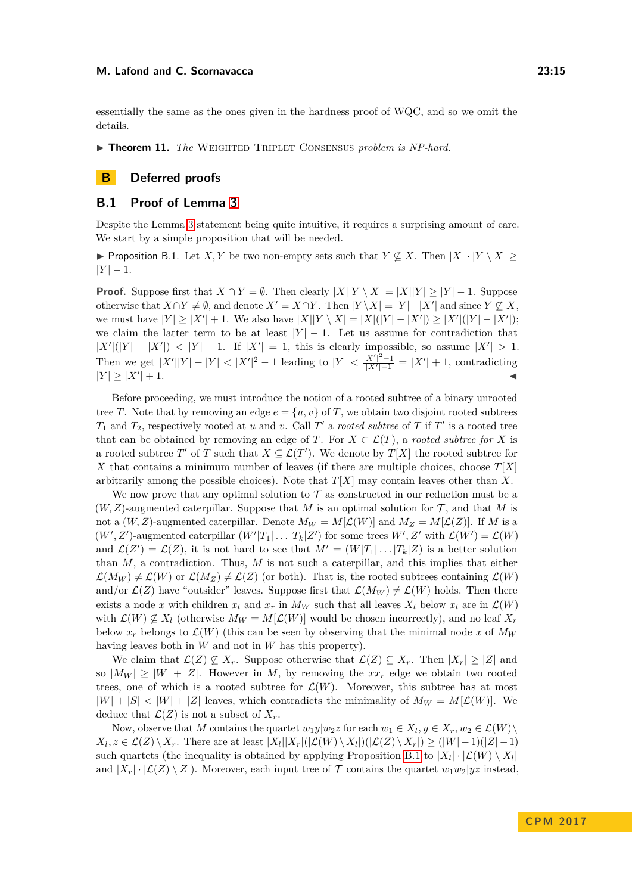essentially the same as the ones given in the hardness proof of WQC, and so we omit the details.

▶ **Theorem 11.** *The* Weighted Triplet Consensus *problem is NP-hard.*

# B Deferred proofs

## B.1 Proof of Lemma 3

Despite the Lemma 3 statement being quite intuitive, it requires a surprising amount of care. We start by a simple proposition that will be needed.

▶ Proposition B.1. Let $X, Y$ be two non-empty sets such that $Y \not\subseteq X$. Then $|X| \cdot |Y \setminus X| \geq |Y| - 1$.

**Proof.** Suppose first that $X \cap Y = \emptyset$. Then clearly $|X||Y \setminus X| = |X||Y| \geq |Y| - 1$. Suppose otherwise that $X \cap Y \neq \emptyset$, and denote $X' = X \cap Y$. Then $|Y \setminus X| = |Y| - |X'|$ and since $Y \not\subseteq X$, we must have $|Y| \geq |X'| + 1$. We also have $|X||Y \setminus X| = |X|(|Y| - |X'|) \geq |X'|(|Y| - |X'|)$; we claim the latter term to be at least $|Y| - 1$. Let us assume for contradiction that $|X'|(|Y| - |X'|) < |Y| - 1$. If $|X'| = 1$, this is clearly impossible, so assume $|X'| > 1$. Then we get $|X'||Y| - |Y| < |X'|^2 - 1$ leading to $|Y| < \frac{|X'|^2 - 1}{|X'| - 1} = |X'| + 1$, contradicting $|Y| \geq |X'| + 1$. ◀

Before proceeding, we must introduce the notion of a rooted subtree of a binary unrooted tree $T$. Note that by removing an edge $e = \{u, v\}$ of $T$, we obtain two disjoint rooted subtrees $T_1$ and $T_2$, respectively rooted at $u$ and $v$. Call $T'$ a *rooted subtree* of $T$ if $T'$ is a rooted tree that can be obtained by removing an edge of $T$. For $X \subset \mathcal{L}(T)$, a *rooted subtree for* $X$ is a rooted subtree $T'$ of $T$ such that $X \subseteq \mathcal{L}(T')$. We denote by $T[X]$ the rooted subtree for $X$ that contains a minimum number of leaves (if there are multiple choices, choose $T[X]$ arbitrarily among the possible choices). Note that $T[X]$ may contain leaves other than $X$.

We now prove that any optimal solution to $\mathcal{T}$ as constructed in our reduction must be a $(W, Z)$-augmented caterpillar. Suppose that $M$ is an optimal solution for $\mathcal{T}$, and that $M$ is not a $(W, Z)$-augmented caterpillar. Denote $M_W = M[\mathcal{L}(W)]$ and $M_Z = M[\mathcal{L}(Z)]$. If $M$ is a $(W', Z')$-augmented caterpillar $(W'|T_1| \ldots |T_k|Z')$ for some trees $W', Z'$ with $\mathcal{L}(W') = \mathcal{L}(W)$ and $\mathcal{L}(Z') = \mathcal{L}(Z)$, it is not hard to see that $M' = (W|T_1| \ldots |T_k|Z)$ is a better solution than $M$, a contradiction. Thus, $M$ is not such a caterpillar, and this implies that either $\mathcal{L}(M_W) \neq \mathcal{L}(W)$ or $\mathcal{L}(M_Z) \neq \mathcal{L}(Z)$ (or both). That is, the rooted subtrees containing $\mathcal{L}(W)$ and/or $\mathcal{L}(Z)$ have "outsider" leaves. Suppose first that $\mathcal{L}(M_W) \neq \mathcal{L}(W)$ holds. Then there exists a node $x$ with children $x_l$ and $x_r$ in $M_W$ such that all leaves $X_l$ below $x_l$ are in $\mathcal{L}(W)$ with $\mathcal{L}(W) \not\subseteq X_l$ (otherwise $M_W = M[\mathcal{L}(W)]$ would be chosen incorrectly), and no leaf $X_r$ below $x_r$ belongs to $\mathcal{L}(W)$ (this can be seen by observing that the minimal node $x$ of $M_W$ having leaves both in $W$ and not in $W$ has this property).

We claim that $\mathcal{L}(Z) \not\subseteq X_r$. Suppose otherwise that $\mathcal{L}(Z) \subseteq X_r$. Then $|X_r| \geq |Z|$ and so $|M_W| \geq |W| + |Z|$. However in $M$, by removing the $xx_r$ edge we obtain two rooted trees, one of which is a rooted subtree for $\mathcal{L}(W)$. Moreover, this subtree has at most $|W| + |S| < |W| + |Z|$ leaves, which contradicts the minimality of $M_W = M[\mathcal{L}(W)]$. We deduce that $\mathcal{L}(Z)$ is not a subset of $X_r$.

Now, observe that $M$ contains the quartet $w_1 y | w_2 z$ for each $w_1 \in X_l, y \in X_r, w_2 \in \mathcal{L}(W) \setminus X_l, z \in \mathcal{L}(Z) \setminus X_r$. There are at least $|X_l||X_r|(|\mathcal{L}(W) \setminus X_l|)(|\mathcal{L}(Z) \setminus X_r|) \geq (|W| - 1)(|Z| - 1)$ such quartets (the inequality is obtained by applying Proposition B.1 to $|X_l| \cdot |\mathcal{L}(W) \setminus X_l|$ and $|X_r| \cdot |\mathcal{L}(Z) \setminus Z|$). Moreover, each input tree of $\mathcal{T}$ contains the quartet $w_1 w_2 | yz$ instead,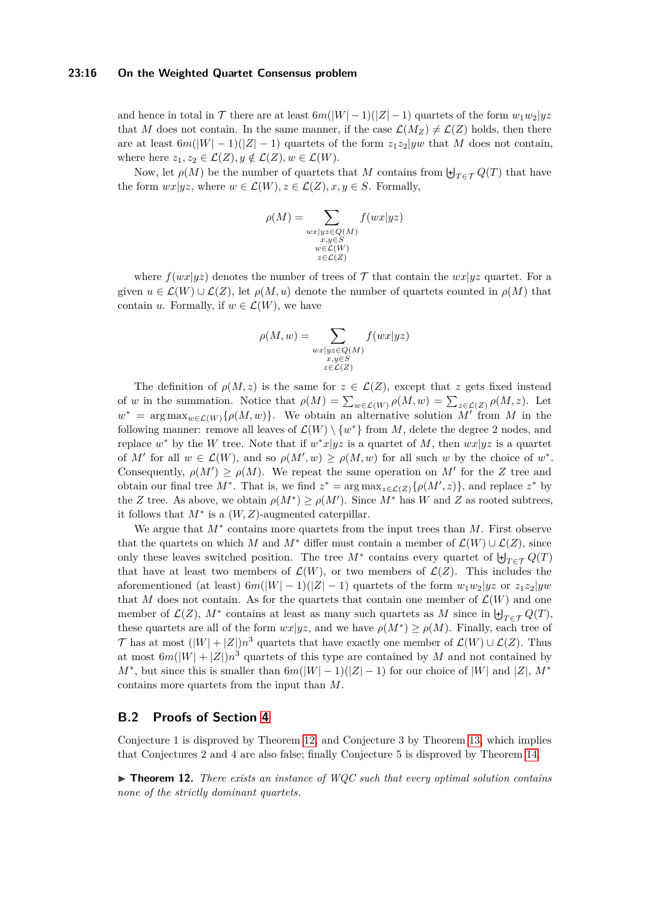and hence in total in $\mathcal{T}$ there are at least $6m(|W|-1)(|Z|-1)$ quartets of the form $w_1w_2|yz$ that $M$ does not contain. In the same manner, if the case $\mathcal{L}(M_Z) \neq \mathcal{L}(Z)$ holds, then there are at least $6m(|W|-1)(|Z|-1)$ quartets of the form $z_1z_2|yw$ that $M$ does not contain, where here $z_1, z_2 \in \mathcal{L}(Z), y \notin \mathcal{L}(Z), w \in \mathcal{L}(W)$.

Now, let $\rho(M)$ be the number of quartets that $M$ contains from $\biguplus_{T \in \mathcal{T}} Q(T)$ that have the form $wx|yz$, where $w \in \mathcal{L}(W), z \in \mathcal{L}(Z), x, y \in S$. Formally,

$$\rho(M) = \sum_{\substack{wx|yz \in Q(M) \\ x,y \in S \\ w \in \mathcal{L}(W) \\ z \in \mathcal{L}(Z)}} f(wx|yz)$$

where $f(wx|yz)$ denotes the number of trees of $\mathcal{T}$ that contain the $wx|yz$ quartet. For a given $u \in \mathcal{L}(W) \cup \mathcal{L}(Z)$, let $\rho(M, u)$ denote the number of quartets counted in $\rho(M)$ that contain $u$. Formally, if $w \in \mathcal{L}(W)$, we have

$$\rho(M, w) = \sum_{\substack{wx|yz \in Q(M) \\ x,y \in S \\ z \in \mathcal{L}(Z)}} f(wx|yz)$$

The definition of $\rho(M, z)$ is the same for $z \in \mathcal{L}(Z)$, except that $z$ gets fixed instead of $w$ in the summation. Notice that $\rho(M) = \sum_{w \in \mathcal{L}(W)} \rho(M, w) = \sum_{z \in \mathcal{L}(Z)} \rho(M, z)$. Let $w^* = \arg\max_{w \in \mathcal{L}(W)} \{\rho(M, w)\}$. We obtain an alternative solution $M'$ from $M$ in the following manner: remove all leaves of $\mathcal{L}(W) \setminus \{w^*\}$ from $M$, delete the degree 2 nodes, and replace $w^*$ by the $W$ tree. Note that if $w^*x|yz$ is a quartet of $M$, then $wx|yz$ is a quartet of $M'$ for all $w \in \mathcal{L}(W)$, and so $\rho(M', w) \geq \rho(M, w)$ for all such $w$ by the choice of $w^*$. Consequently, $\rho(M') \geq \rho(M)$. We repeat the same operation on $M'$ for the $Z$ tree and obtain our final tree $M^*$. That is, we find $z^* = \arg\max_{z \in \mathcal{L}(Z)} \{\rho(M', z)\}$, and replace $z^*$ by the $Z$ tree. As above, we obtain $\rho(M^*) \geq \rho(M')$. Since $M^*$ has $W$ and $Z$ as rooted subtrees, it follows that $M^*$ is a $(W, Z)$-augmented caterpillar.

We argue that $M^*$ contains more quartets from the input trees than $M$. First observe that the quartets on which $M$ and $M^*$ differ must contain a member of $\mathcal{L}(W) \cup \mathcal{L}(Z)$, since only these leaves switched position. The tree $M^*$ contains every quartet of $\biguplus_{T \in \mathcal{T}} Q(T)$ that have at least two members of $\mathcal{L}(W)$, or two members of $\mathcal{L}(Z)$. This includes the aforementioned (at least) $6m(|W|-1)(|Z|-1)$ quartets of the form $w_1w_2|yz$ or $z_1z_2|yw$ that $M$ does not contain. As for the quartets that contain one member of $\mathcal{L}(W)$ and one member of $\mathcal{L}(Z)$, $M^*$ contains at least as many such quartets as $M$ since in $\biguplus_{T \in \mathcal{T}} Q(T)$, these quartets are all of the form $wx|yz$, and we have $\rho(M^*) \geq \rho(M)$. Finally, each tree of $\mathcal{T}$ has at most $(|W| + |Z|)n^3$ quartets that have exactly one member of $\mathcal{L}(W) \cup \mathcal{L}(Z)$. Thus at most $6m(|W| + |Z|)n^3$ quartets of this type are contained by $M$ and not contained by $M^*$, but since this is smaller than $6m(|W|-1)(|Z|-1)$ for our choice of $|W|$ and $|Z|$, $M^*$ contains more quartets from the input than $M$.

## B.2 Proofs of Section 4

Conjecture 1 is disproved by Theorem 12, and Conjecture 3 by Theorem 13, which implies that Conjectures 2 and 4 are also false; finally Conjecture 5 is disproved by Theorem 14.

▶ **Theorem 12.** *There exists an instance of WQC such that every optimal solution contains none of the strictly dominant quartets.*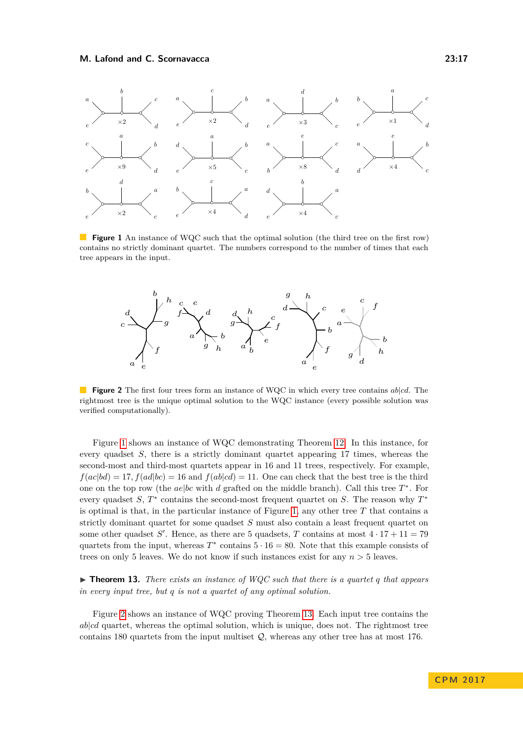**Figure 1** An instance of WQC such that the optimal solution (the third tree on the first row) contains no strictly dominant quartet. The numbers correspond to the number of times that each tree appears in the input.

**Figure 2** The first four trees form an instance of WQC in which every tree contains $ab|cd$. The rightmost tree is the unique optimal solution to the WQC instance (every possible solution was verified computationally).

Figure 1 shows an instance of WQC demonstrating Theorem 12. In this instance, for every quadset $S$, there is a strictly dominant quartet appearing 17 times, whereas the second-most and third-most quartets appear in 16 and 11 trees, respectively. For example, $f(ac|bd) = 17$, $f(ad|bc) = 16$ and $f(ab|cd) = 11$. One can check that the best tree is the third one on the top row (the $ae|bc$ with $d$ grafted on the middle branch). Call this tree $T^*$. For every quadset $S$, $T^*$ contains the second-most frequent quartet on $S$. The reason why $T^*$ is optimal is that, in the particular instance of Figure 1, any other tree $T$ that contains a strictly dominant quartet for some quadset $S$ must also contain a least frequent quartet on some other quadset $S'$. Hence, as there are 5 quadsets, $T$ contains at most $4 \cdot 17 + 11 = 79$ quartets from the input, whereas $T^*$ contains $5 \cdot 16 = 80$. Note that this example consists of trees on only 5 leaves. We do not know if such instances exist for any $n > 5$ leaves.

▶ **Theorem 13.** *There exists an instance of WQC such that there is a quartet $q$ that appears in every input tree, but $q$ is not a quartet of any optimal solution.*

Figure 2 shows an instance of WQC proving Theorem 13. Each input tree contains the $ab|cd$ quartet, whereas the optimal solution, which is unique, does not. The rightmost tree contains 180 quartets from the input multiset $\mathcal{Q}$, whereas any other tree has at most 176.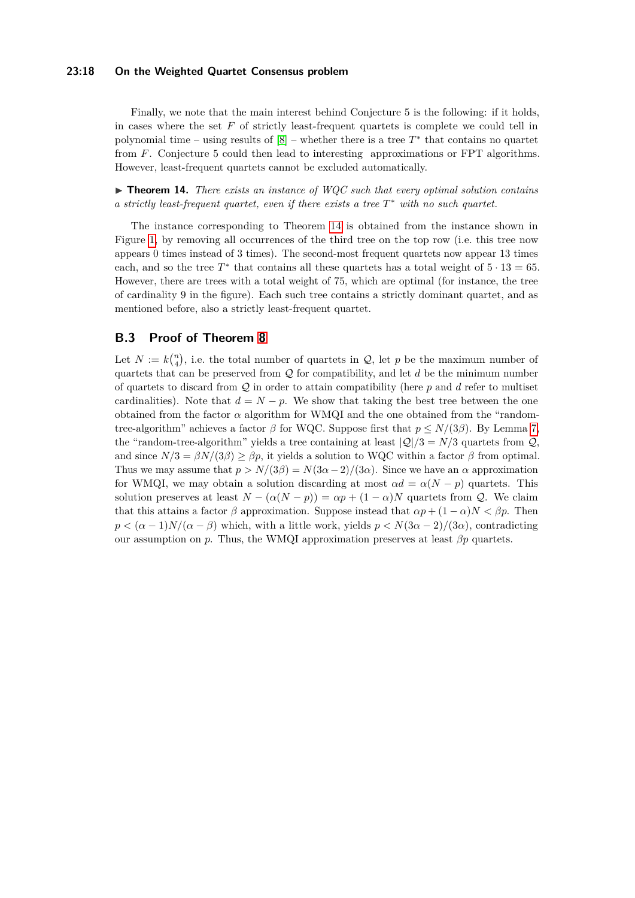Finally, we note that the main interest behind Conjecture 5 is the following: if it holds, in cases where the set $F$ of strictly least-frequent quartets is complete we could tell in polynomial time – using results of [8] – whether there is a tree $T^*$ that contains no quartet from $F$. Conjecture 5 could then lead to interesting approximations or FPT algorithms. However, least-frequent quartets cannot be excluded automatically.

▶ **Theorem 14.** *There exists an instance of WQC such that every optimal solution contains a strictly least-frequent quartet, even if there exists a tree $T^*$ with no such quartet.*

The instance corresponding to Theorem 14 is obtained from the instance shown in Figure 1, by removing all occurrences of the third tree on the top row (i.e. this tree now appears 0 times instead of 3 times). The second-most frequent quartets now appear 13 times each, and so the tree $T^*$ that contains all these quartets has a total weight of $5 \cdot 13 = 65$. However, there are trees with a total weight of 75, which are optimal (for instance, the tree of cardinality 9 in the figure). Each such tree contains a strictly dominant quartet, and as mentioned before, also a strictly least-frequent quartet.

## B.3 Proof of Theorem 8

Let $N := k\binom{n}{4}$, i.e. the total number of quartets in $\mathcal{Q}$, let $p$ be the maximum number of quartets that can be preserved from $\mathcal{Q}$ for compatibility, and let $d$ be the minimum number of quartets to discard from $\mathcal{Q}$ in order to attain compatibility (here $p$ and $d$ refer to multiset cardinalities). Note that $d = N - p$. We show that taking the best tree between the one obtained from the factor $\alpha$ algorithm for WMQI and the one obtained from the "random-tree-algorithm" achieves a factor $\beta$ for WQC. Suppose first that $p \leq N/(3\beta)$. By Lemma 7, the "random-tree-algorithm" yields a tree containing at least $|\mathcal{Q}|/3 = N/3$ quartets from $\mathcal{Q}$, and since $N/3 = \beta N/(3\beta) \geq \beta p$, it yields a solution to WQC within a factor $\beta$ from optimal. Thus we may assume that $p > N/(3\beta) = N(3\alpha - 2)/(3\alpha)$. Since we have an $\alpha$ approximation for WMQI, we may obtain a solution discarding at most $\alpha d = \alpha(N - p)$ quartets. This solution preserves at least $N - (\alpha(N - p)) = \alpha p + (1 - \alpha)N$ quartets from $\mathcal{Q}$. We claim that this attains a factor $\beta$ approximation. Suppose instead that $\alpha p + (1 - \alpha)N < \beta p$. Then $p < (\alpha - 1)N/(\alpha - \beta)$ which, with a little work, yields $p < N(3\alpha - 2)/(3\alpha)$, contradicting our assumption on $p$. Thus, the WMQI approximation preserves at least $\beta p$ quartets.